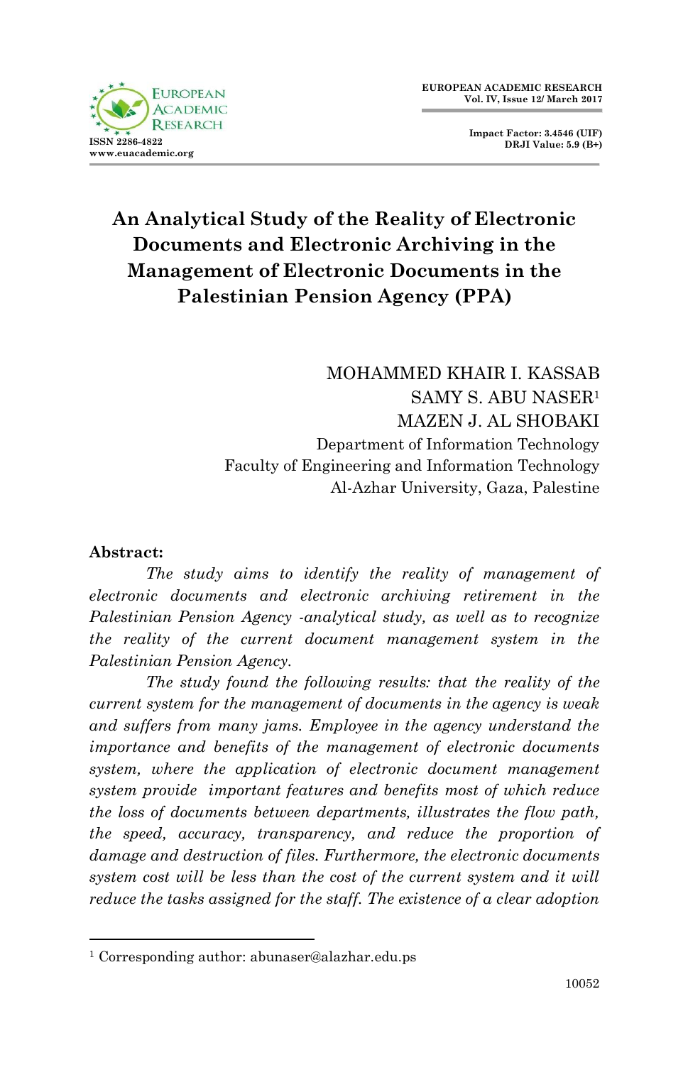# An Analytical Study of the Reality of Electronic Documents and Electronic Archiving in the Management of Electronic Documents in the Palestinian Pension Agency (PPA)

MOHAMMED KHAIR I. KASSAB
SAMY S. ABU NASER[1]
MAZEN J. AL SHOBAKI
Department of Information Technology
Faculty of Engineering and Information Technology
Al-Azhar University, Gaza, Palestine

**Abstract:**

*The study aims to identify the reality of management of electronic documents and electronic archiving retirement in the Palestinian Pension Agency -analytical study, as well as to recognize the reality of the current document management system in the Palestinian Pension Agency.*

*The study found the following results: that the reality of the current system for the management of documents in the agency is weak and suffers from many jams. Employee in the agency understand the importance and benefits of the management of electronic documents system, where the application of electronic document management system provide important features and benefits most of which reduce the loss of documents between departments, illustrates the flow path, the speed, accuracy, transparency, and reduce the proportion of damage and destruction of files. Furthermore, the electronic documents system cost will be less than the cost of the current system and it will reduce the tasks assigned for the staff. The existence of a clear adoption*

[1] Corresponding author: abunaser@alazhar.edu.ps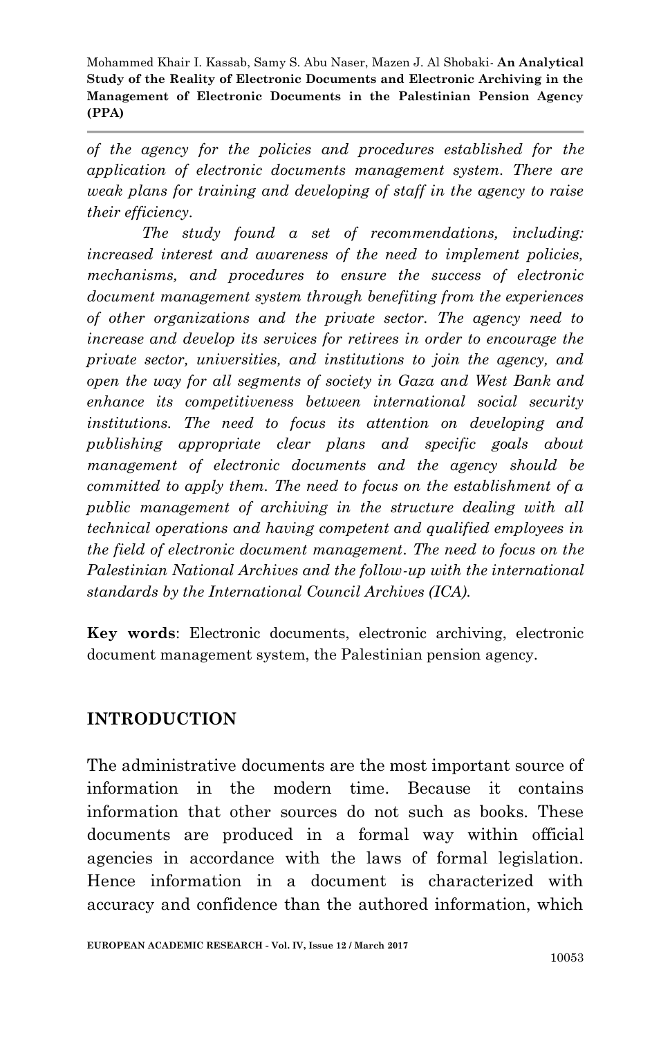*of the agency for the policies and procedures established for the application of electronic documents management system. There are weak plans for training and developing of staff in the agency to raise their efficiency.*

*The study found a set of recommendations, including: increased interest and awareness of the need to implement policies, mechanisms, and procedures to ensure the success of electronic document management system through benefiting from the experiences of other organizations and the private sector. The agency need to increase and develop its services for retirees in order to encourage the private sector, universities, and institutions to join the agency, and open the way for all segments of society in Gaza and West Bank and enhance its competitiveness between international social security institutions. The need to focus its attention on developing and publishing appropriate clear plans and specific goals about management of electronic documents and the agency should be committed to apply them. The need to focus on the establishment of a public management of archiving in the structure dealing with all technical operations and having competent and qualified employees in the field of electronic document management. The need to focus on the Palestinian National Archives and the follow-up with the international standards by the International Council Archives (ICA).*

**Key words**: Electronic documents, electronic archiving, electronic document management system, the Palestinian pension agency.

## INTRODUCTION

The administrative documents are the most important source of information in the modern time. Because it contains information that other sources do not such as books. These documents are produced in a formal way within official agencies in accordance with the laws of formal legislation. Hence information in a document is characterized with accuracy and confidence than the authored information, which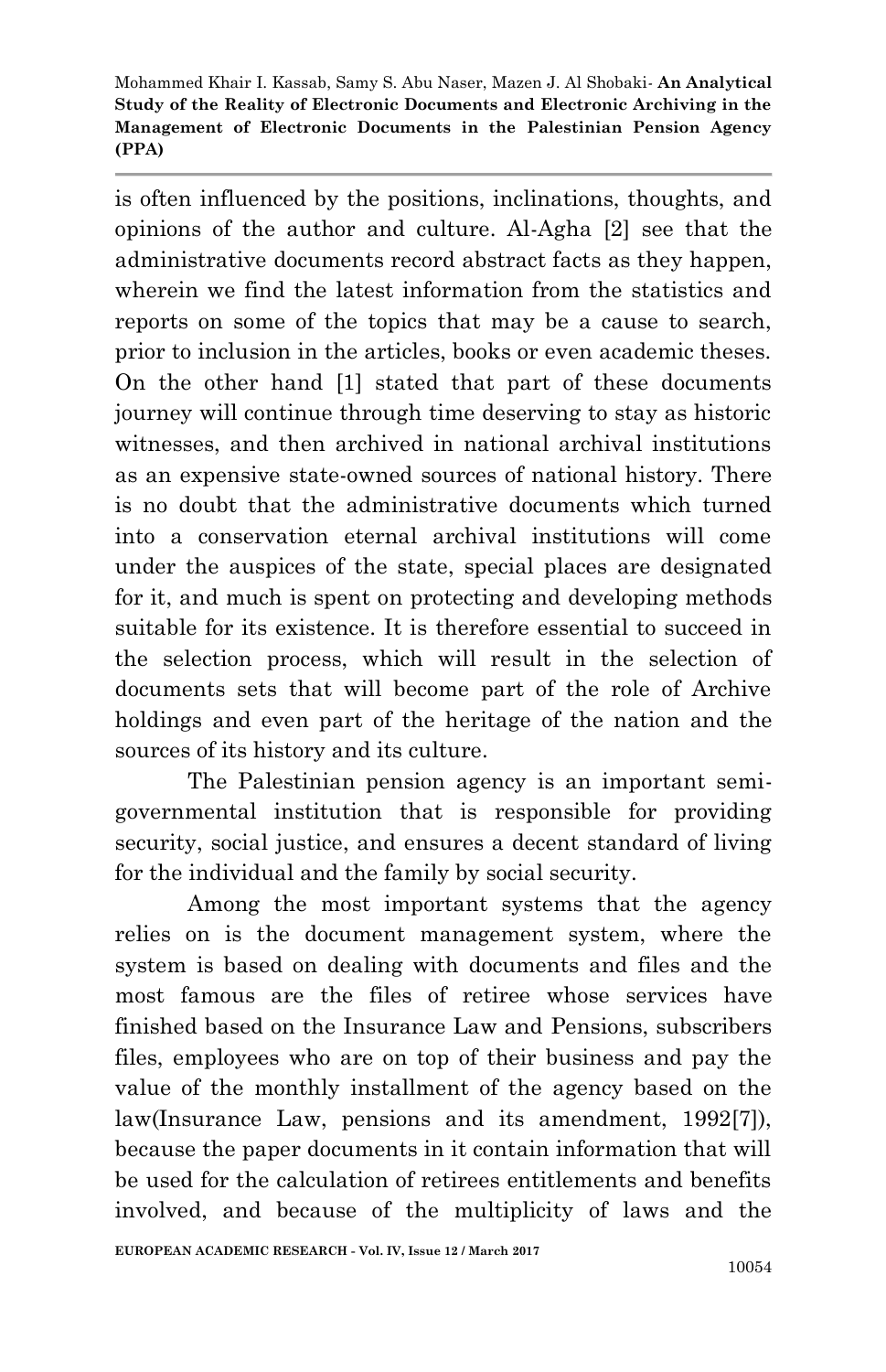is often influenced by the positions, inclinations, thoughts, and opinions of the author and culture. Al-Agha [2] see that the administrative documents record abstract facts as they happen, wherein we find the latest information from the statistics and reports on some of the topics that may be a cause to search, prior to inclusion in the articles, books or even academic theses. On the other hand [1] stated that part of these documents journey will continue through time deserving to stay as historic witnesses, and then archived in national archival institutions as an expensive state-owned sources of national history. There is no doubt that the administrative documents which turned into a conservation eternal archival institutions will come under the auspices of the state, special places are designated for it, and much is spent on protecting and developing methods suitable for its existence. It is therefore essential to succeed in the selection process, which will result in the selection of documents sets that will become part of the role of Archive holdings and even part of the heritage of the nation and the sources of its history and its culture.

The Palestinian pension agency is an important semi-governmental institution that is responsible for providing security, social justice, and ensures a decent standard of living for the individual and the family by social security.

Among the most important systems that the agency relies on is the document management system, where the system is based on dealing with documents and files and the most famous are the files of retiree whose services have finished based on the Insurance Law and Pensions, subscribers files, employees who are on top of their business and pay the value of the monthly installment of the agency based on the law(Insurance Law, pensions and its amendment, 1992[7]), because the paper documents in it contain information that will be used for the calculation of retirees entitlements and benefits involved, and because of the multiplicity of laws and the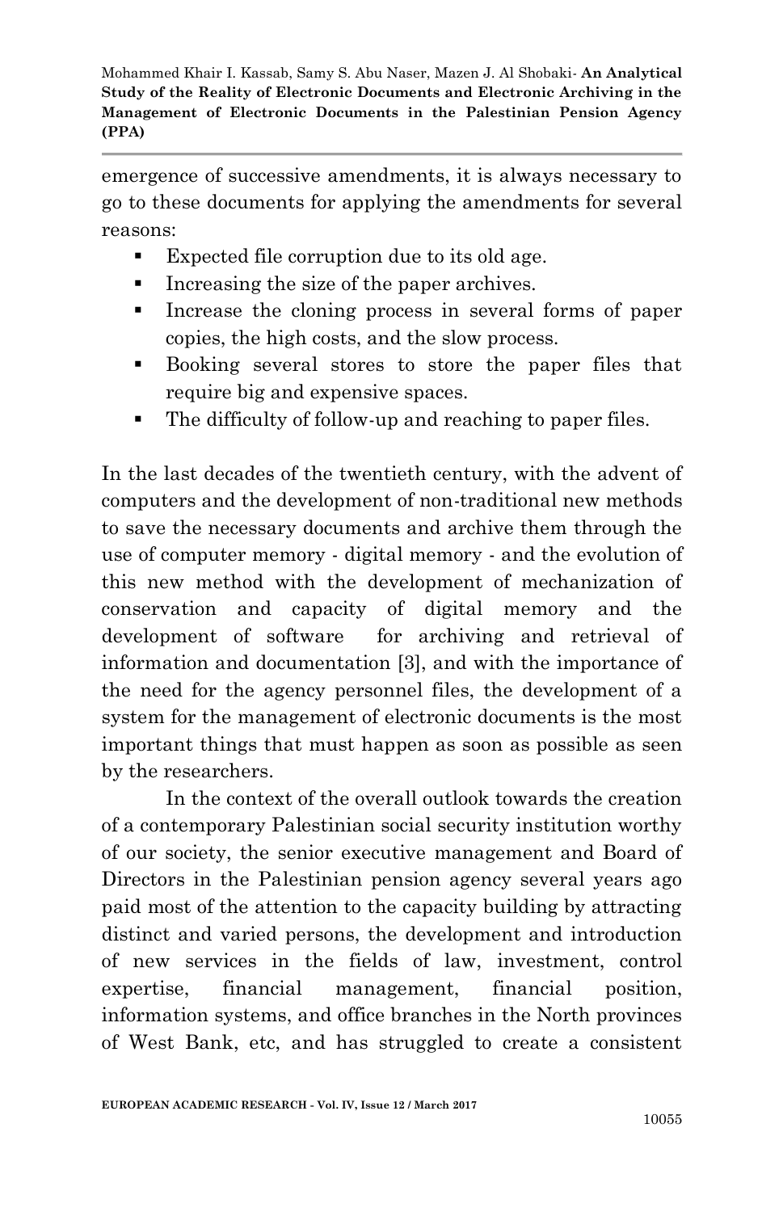emergence of successive amendments, it is always necessary to go to these documents for applying the amendments for several reasons:

- Expected file corruption due to its old age.
- Increasing the size of the paper archives.
- Increase the cloning process in several forms of paper copies, the high costs, and the slow process.
- Booking several stores to store the paper files that require big and expensive spaces.
- The difficulty of follow-up and reaching to paper files.

In the last decades of the twentieth century, with the advent of computers and the development of non-traditional new methods to save the necessary documents and archive them through the use of computer memory - digital memory - and the evolution of this new method with the development of mechanization of conservation and capacity of digital memory and the development of software for archiving and retrieval of information and documentation [3], and with the importance of the need for the agency personnel files, the development of a system for the management of electronic documents is the most important things that must happen as soon as possible as seen by the researchers.

In the context of the overall outlook towards the creation of a contemporary Palestinian social security institution worthy of our society, the senior executive management and Board of Directors in the Palestinian pension agency several years ago paid most of the attention to the capacity building by attracting distinct and varied persons, the development and introduction of new services in the fields of law, investment, control expertise, financial management, financial position, information systems, and office branches in the North provinces of West Bank, etc, and has struggled to create a consistent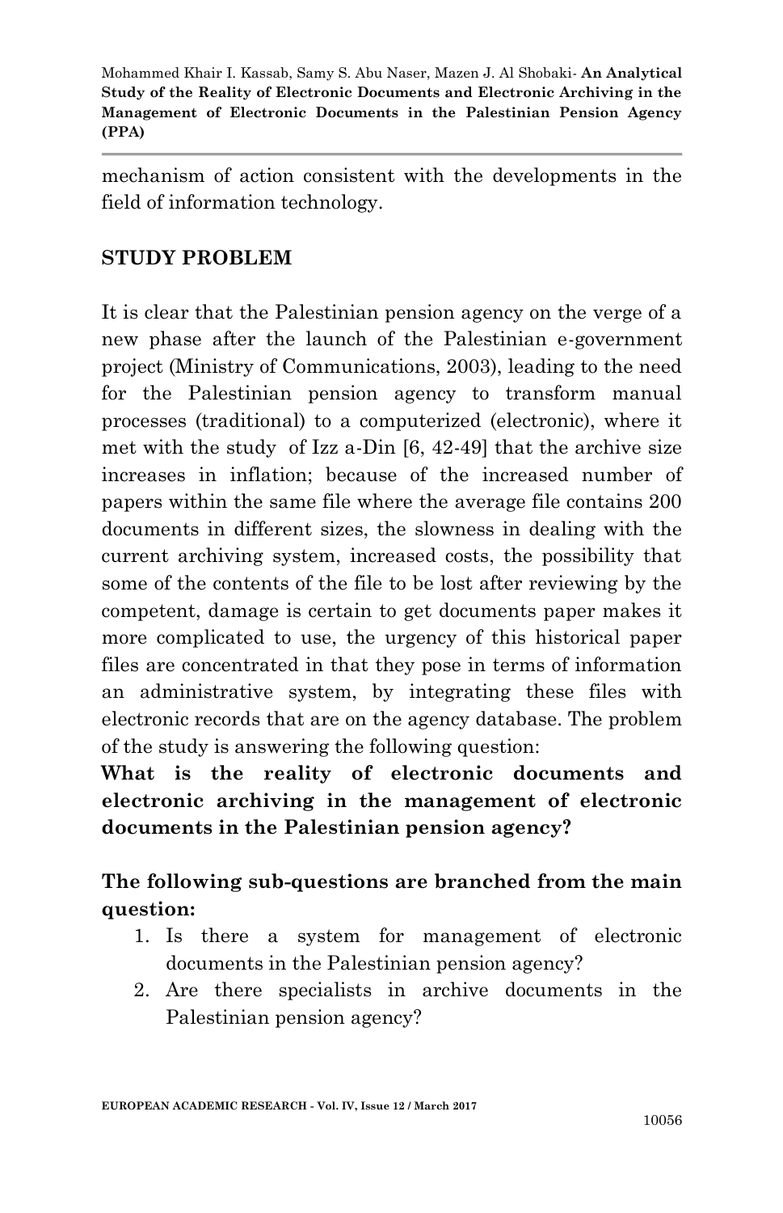mechanism of action consistent with the developments in the field of information technology.

## STUDY PROBLEM

It is clear that the Palestinian pension agency on the verge of a new phase after the launch of the Palestinian e-government project (Ministry of Communications, 2003), leading to the need for the Palestinian pension agency to transform manual processes (traditional) to a computerized (electronic), where it met with the study of Izz a-Din [6, 42-49] that the archive size increases in inflation; because of the increased number of papers within the same file where the average file contains 200 documents in different sizes, the slowness in dealing with the current archiving system, increased costs, the possibility that some of the contents of the file to be lost after reviewing by the competent, damage is certain to get documents paper makes it more complicated to use, the urgency of this historical paper files are concentrated in that they pose in terms of information an administrative system, by integrating these files with electronic records that are on the agency database. The problem of the study is answering the following question:

**What is the reality of electronic documents and electronic archiving in the management of electronic documents in the Palestinian pension agency?**

**The following sub-questions are branched from the main question:**

1. Is there a system for management of electronic documents in the Palestinian pension agency?
2. Are there specialists in archive documents in the Palestinian pension agency?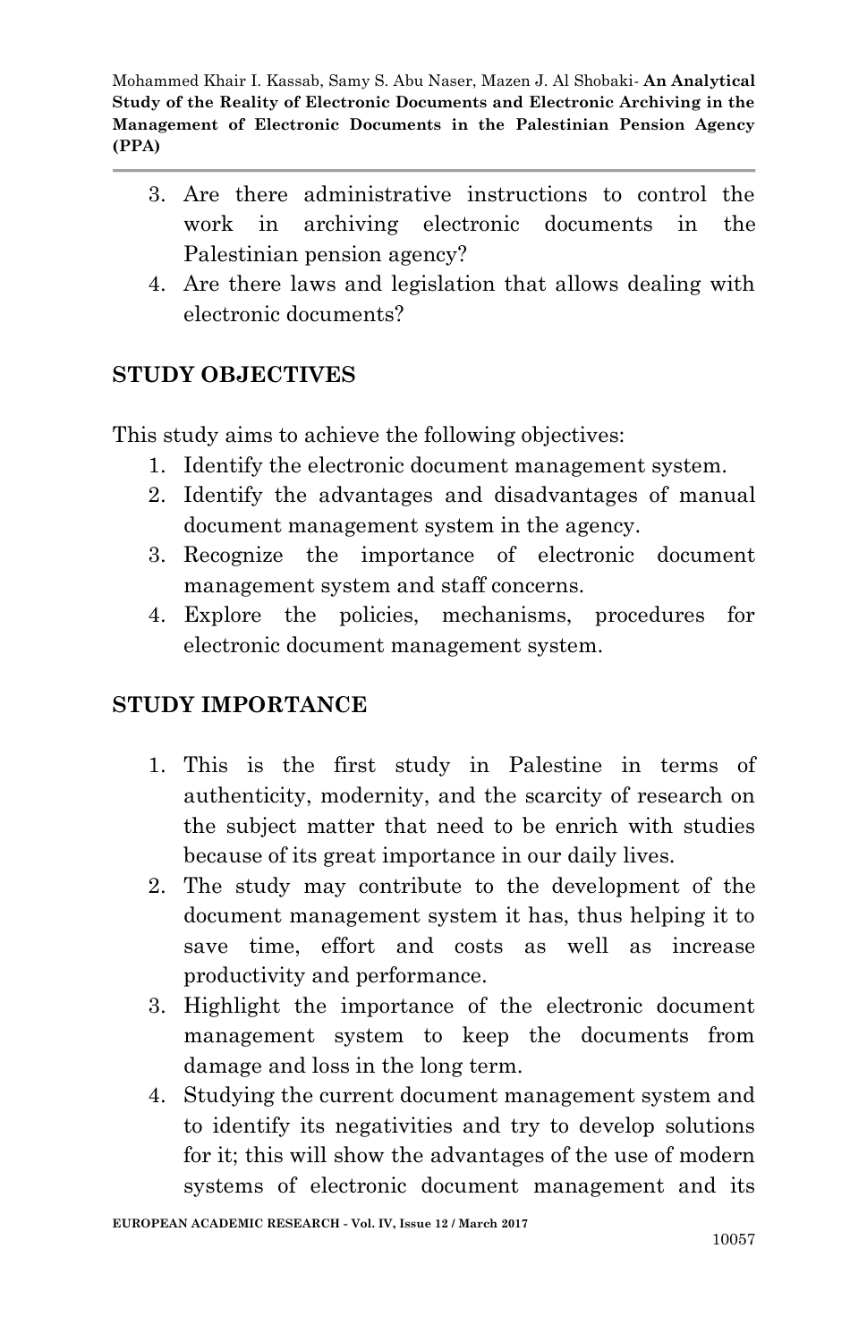3. Are there administrative instructions to control the work in archiving electronic documents in the Palestinian pension agency?
4. Are there laws and legislation that allows dealing with electronic documents?

## STUDY OBJECTIVES

This study aims to achieve the following objectives:

1. Identify the electronic document management system.
2. Identify the advantages and disadvantages of manual document management system in the agency.
3. Recognize the importance of electronic document management system and staff concerns.
4. Explore the policies, mechanisms, procedures for electronic document management system.

## STUDY IMPORTANCE

1. This is the first study in Palestine in terms of authenticity, modernity, and the scarcity of research on the subject matter that need to be enrich with studies because of its great importance in our daily lives.
2. The study may contribute to the development of the document management system it has, thus helping it to save time, effort and costs as well as increase productivity and performance.
3. Highlight the importance of the electronic document management system to keep the documents from damage and loss in the long term.
4. Studying the current document management system and to identify its negativities and try to develop solutions for it; this will show the advantages of the use of modern systems of electronic document management and its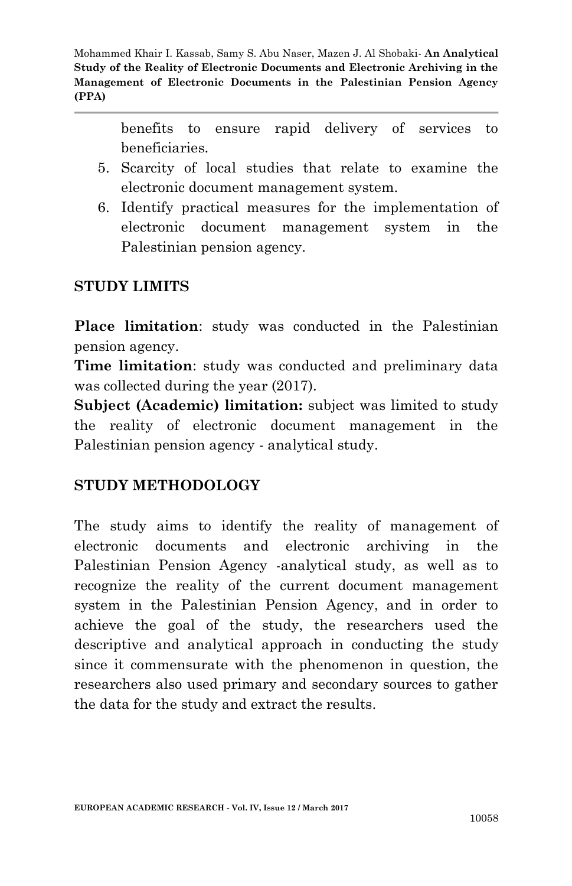benefits to ensure rapid delivery of services to beneficiaries.

5. Scarcity of local studies that relate to examine the electronic document management system.
6. Identify practical measures for the implementation of electronic document management system in the Palestinian pension agency.

## STUDY LIMITS

**Place limitation**: study was conducted in the Palestinian pension agency.

**Time limitation**: study was conducted and preliminary data was collected during the year (2017).

**Subject (Academic) limitation:** subject was limited to study the reality of electronic document management in the Palestinian pension agency - analytical study.

## STUDY METHODOLOGY

The study aims to identify the reality of management of electronic documents and electronic archiving in the Palestinian Pension Agency -analytical study, as well as to recognize the reality of the current document management system in the Palestinian Pension Agency, and in order to achieve the goal of the study, the researchers used the descriptive and analytical approach in conducting the study since it commensurate with the phenomenon in question, the researchers also used primary and secondary sources to gather the data for the study and extract the results.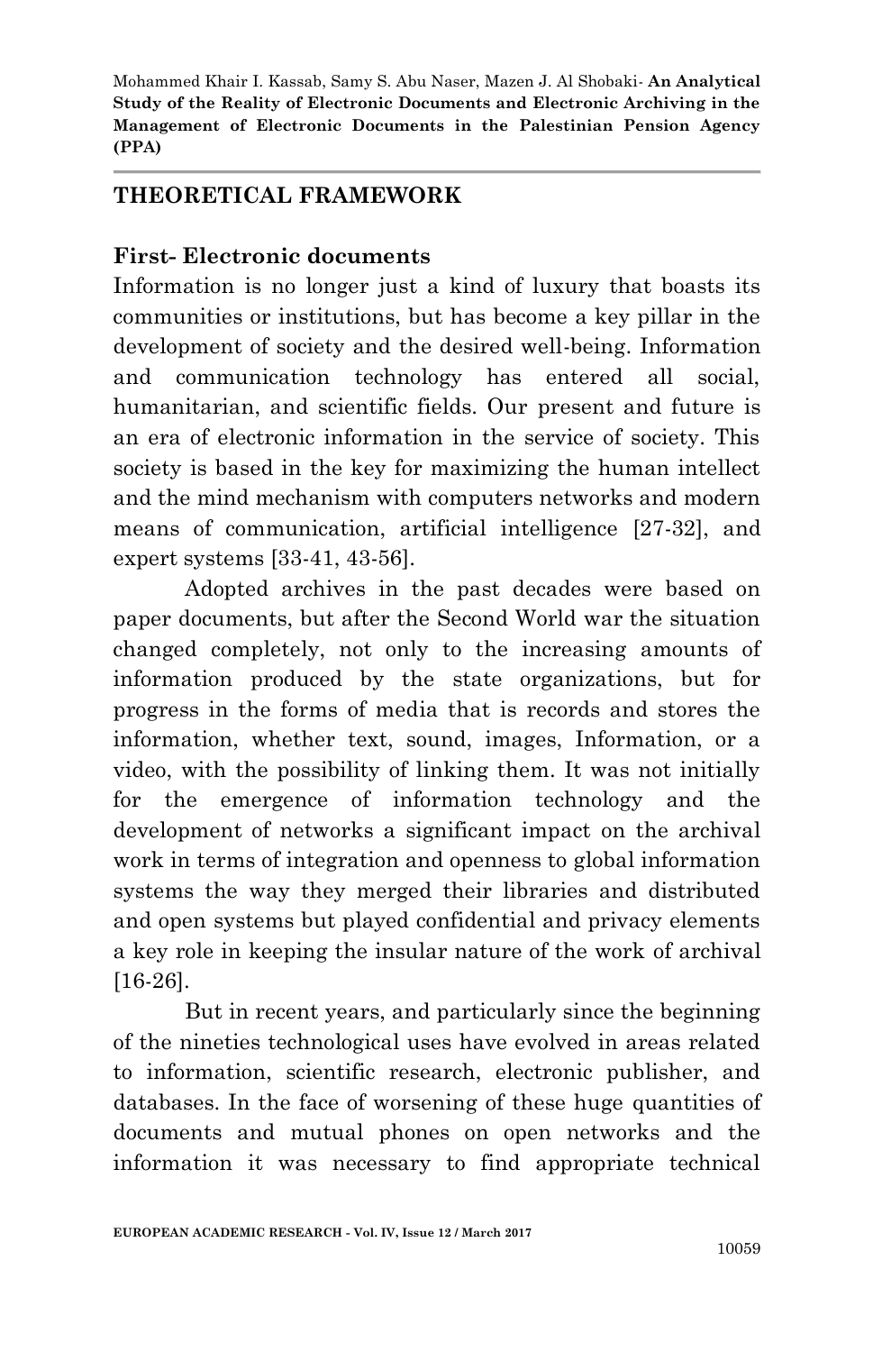## THEORETICAL FRAMEWORK

### First- Electronic documents

Information is no longer just a kind of luxury that boasts its communities or institutions, but has become a key pillar in the development of society and the desired well-being. Information and communication technology has entered all social, humanitarian, and scientific fields. Our present and future is an era of electronic information in the service of society. This society is based in the key for maximizing the human intellect and the mind mechanism with computers networks and modern means of communication, artificial intelligence [27-32], and expert systems [33-41, 43-56].

Adopted archives in the past decades were based on paper documents, but after the Second World war the situation changed completely, not only to the increasing amounts of information produced by the state organizations, but for progress in the forms of media that is records and stores the information, whether text, sound, images, Information, or a video, with the possibility of linking them. It was not initially for the emergence of information technology and the development of networks a significant impact on the archival work in terms of integration and openness to global information systems the way they merged their libraries and distributed and open systems but played confidential and privacy elements a key role in keeping the insular nature of the work of archival [16-26].

But in recent years, and particularly since the beginning of the nineties technological uses have evolved in areas related to information, scientific research, electronic publisher, and databases. In the face of worsening of these huge quantities of documents and mutual phones on open networks and the information it was necessary to find appropriate technical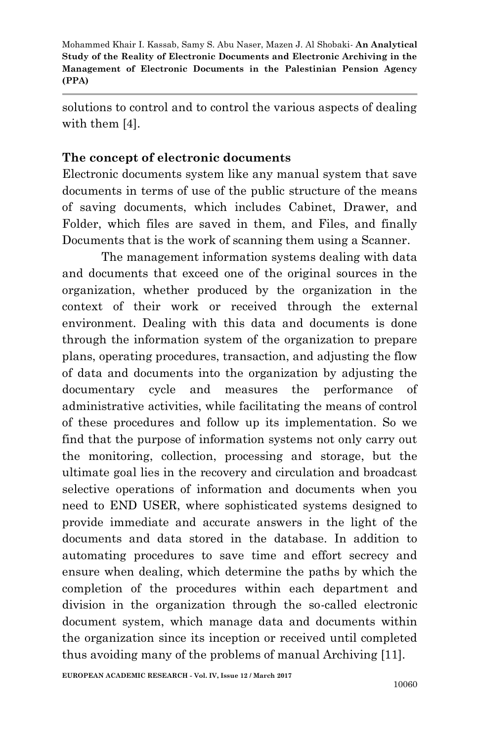solutions to control and to control the various aspects of dealing with them [4].

## The concept of electronic documents

Electronic documents system like any manual system that save documents in terms of use of the public structure of the means of saving documents, which includes Cabinet, Drawer, and Folder, which files are saved in them, and Files, and finally Documents that is the work of scanning them using a Scanner.

The management information systems dealing with data and documents that exceed one of the original sources in the organization, whether produced by the organization in the context of their work or received through the external environment. Dealing with this data and documents is done through the information system of the organization to prepare plans, operating procedures, transaction, and adjusting the flow of data and documents into the organization by adjusting the documentary cycle and measures the performance of administrative activities, while facilitating the means of control of these procedures and follow up its implementation. So we find that the purpose of information systems not only carry out the monitoring, collection, processing and storage, but the ultimate goal lies in the recovery and circulation and broadcast selective operations of information and documents when you need to END USER, where sophisticated systems designed to provide immediate and accurate answers in the light of the documents and data stored in the database. In addition to automating procedures to save time and effort secrecy and ensure when dealing, which determine the paths by which the completion of the procedures within each department and division in the organization through the so-called electronic document system, which manage data and documents within the organization since its inception or received until completed thus avoiding many of the problems of manual Archiving [11].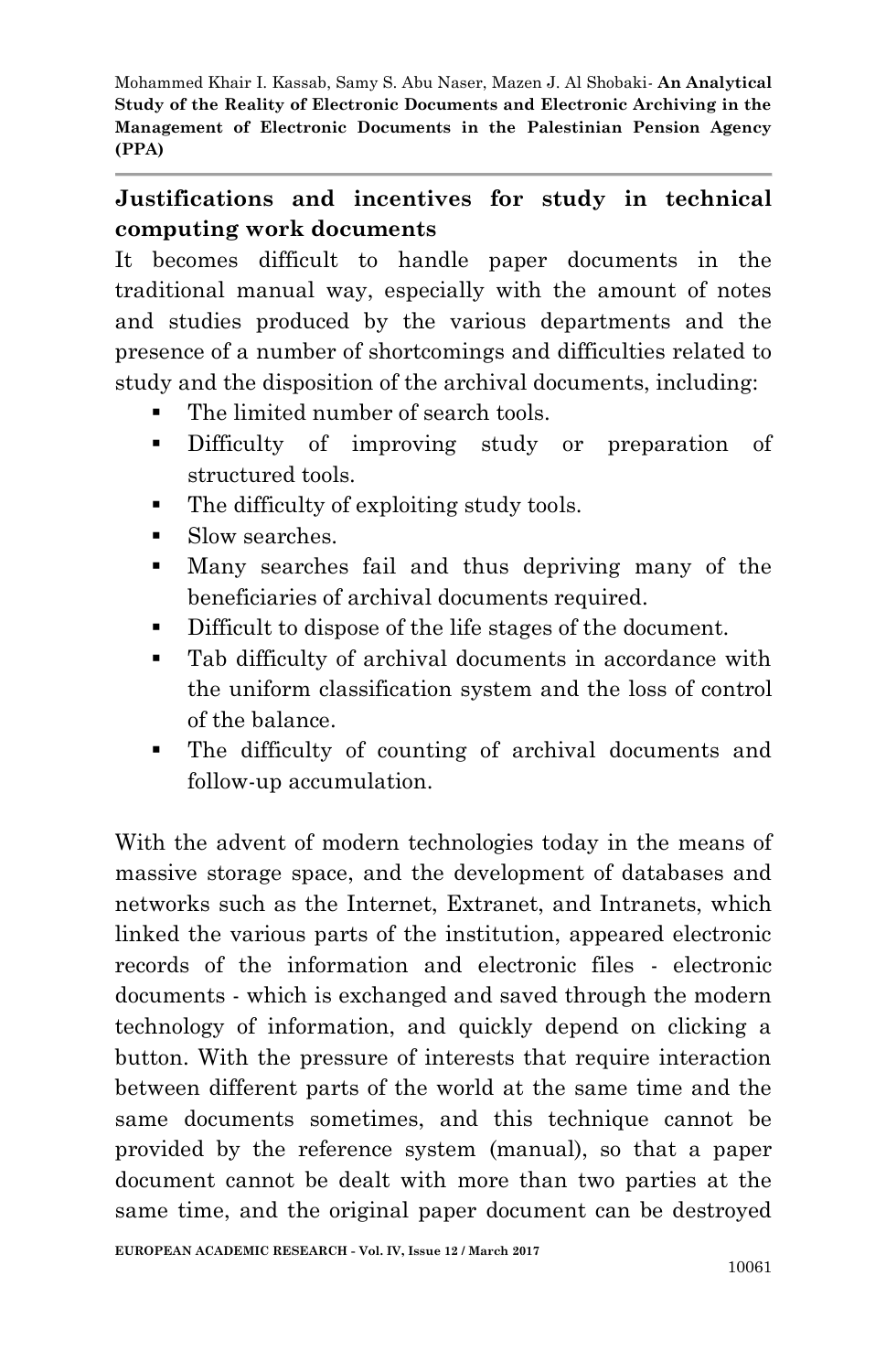## Justifications and incentives for study in technical computing work documents

It becomes difficult to handle paper documents in the traditional manual way, especially with the amount of notes and studies produced by the various departments and the presence of a number of shortcomings and difficulties related to study and the disposition of the archival documents, including:

- The limited number of search tools.
- Difficulty of improving study or preparation of structured tools.
- The difficulty of exploiting study tools.
- Slow searches.
- Many searches fail and thus depriving many of the beneficiaries of archival documents required.
- Difficult to dispose of the life stages of the document.
- Tab difficulty of archival documents in accordance with the uniform classification system and the loss of control of the balance.
- The difficulty of counting of archival documents and follow-up accumulation.

With the advent of modern technologies today in the means of massive storage space, and the development of databases and networks such as the Internet, Extranet, and Intranets, which linked the various parts of the institution, appeared electronic records of the information and electronic files - electronic documents - which is exchanged and saved through the modern technology of information, and quickly depend on clicking a button. With the pressure of interests that require interaction between different parts of the world at the same time and the same documents sometimes, and this technique cannot be provided by the reference system (manual), so that a paper document cannot be dealt with more than two parties at the same time, and the original paper document can be destroyed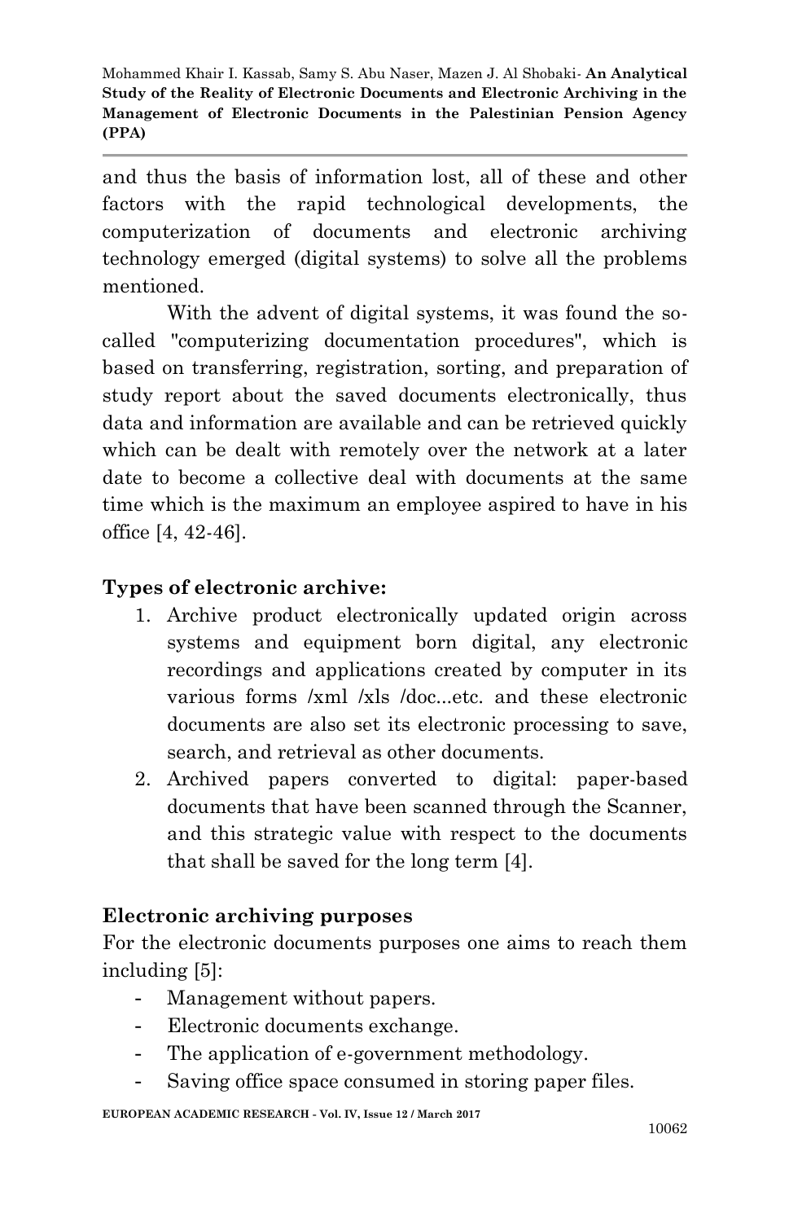and thus the basis of information lost, all of these and other factors with the rapid technological developments, the computerization of documents and electronic archiving technology emerged (digital systems) to solve all the problems mentioned.

With the advent of digital systems, it was found the so-called "computerizing documentation procedures", which is based on transferring, registration, sorting, and preparation of study report about the saved documents electronically, thus data and information are available and can be retrieved quickly which can be dealt with remotely over the network at a later date to become a collective deal with documents at the same time which is the maximum an employee aspired to have in his office [4, 42-46].

**Types of electronic archive:**

1. Archive product electronically updated origin across systems and equipment born digital, any electronic recordings and applications created by computer in its various forms /xml /xls /doc...etc. and these electronic documents are also set its electronic processing to save, search, and retrieval as other documents.
2. Archived papers converted to digital: paper-based documents that have been scanned through the Scanner, and this strategic value with respect to the documents that shall be saved for the long term [4].

**Electronic archiving purposes**

For the electronic documents purposes one aims to reach them including [5]:

- Management without papers.
- Electronic documents exchange.
- The application of e-government methodology.
- Saving office space consumed in storing paper files.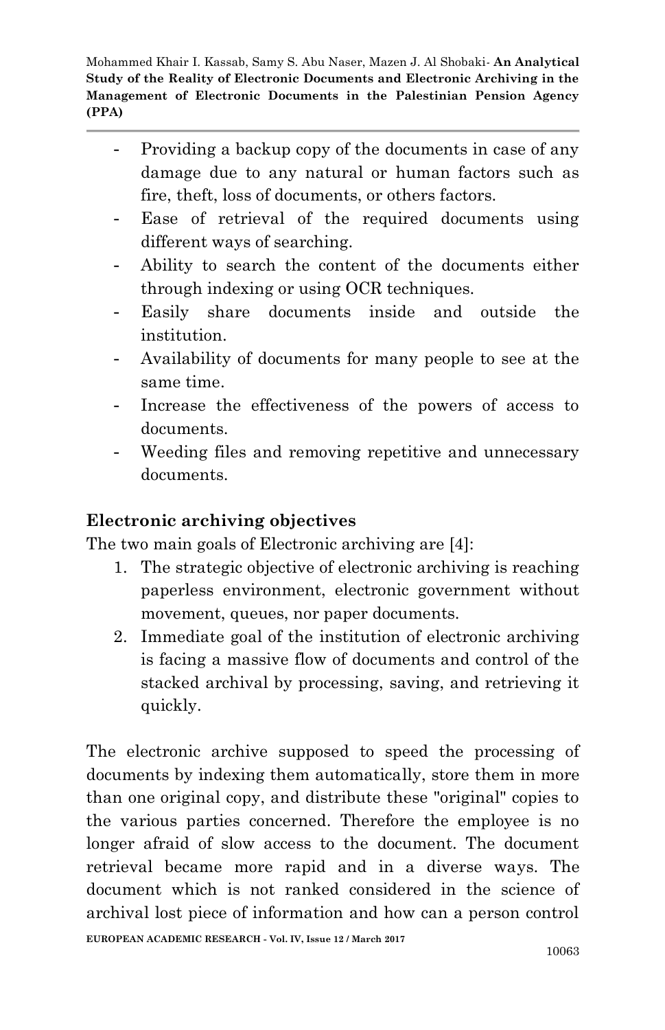- Providing a backup copy of the documents in case of any damage due to any natural or human factors such as fire, theft, loss of documents, or others factors.
- Ease of retrieval of the required documents using different ways of searching.
- Ability to search the content of the documents either through indexing or using OCR techniques.
- Easily share documents inside and outside the institution.
- Availability of documents for many people to see at the same time.
- Increase the effectiveness of the powers of access to documents.
- Weeding files and removing repetitive and unnecessary documents.

**Electronic archiving objectives**

The two main goals of Electronic archiving are [4]:

1. The strategic objective of electronic archiving is reaching paperless environment, electronic government without movement, queues, nor paper documents.
2. Immediate goal of the institution of electronic archiving is facing a massive flow of documents and control of the stacked archival by processing, saving, and retrieving it quickly.

The electronic archive supposed to speed the processing of documents by indexing them automatically, store them in more than one original copy, and distribute these "original" copies to the various parties concerned. Therefore the employee is no longer afraid of slow access to the document. The document retrieval became more rapid and in a diverse ways. The document which is not ranked considered in the science of archival lost piece of information and how can a person control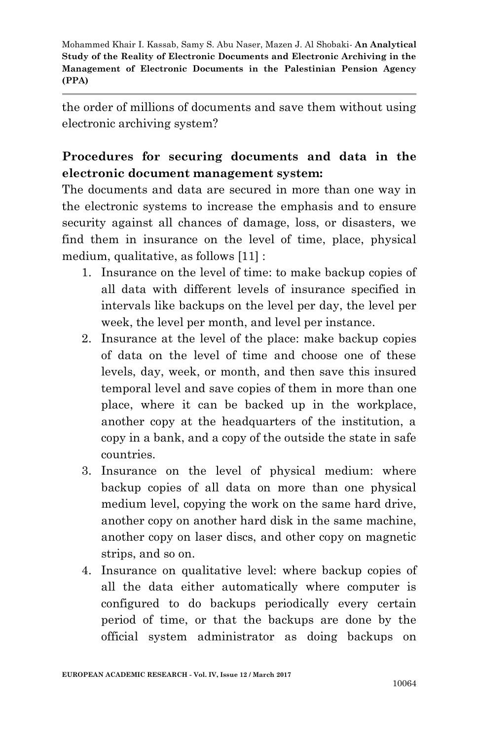the order of millions of documents and save them without using electronic archiving system?

## Procedures for securing documents and data in the electronic document management system:

The documents and data are secured in more than one way in the electronic systems to increase the emphasis and to ensure security against all chances of damage, loss, or disasters, we find them in insurance on the level of time, place, physical medium, qualitative, as follows [11] :

1. Insurance on the level of time: to make backup copies of all data with different levels of insurance specified in intervals like backups on the level per day, the level per week, the level per month, and level per instance.
2. Insurance at the level of the place: make backup copies of data on the level of time and choose one of these levels, day, week, or month, and then save this insured temporal level and save copies of them in more than one place, where it can be backed up in the workplace, another copy at the headquarters of the institution, a copy in a bank, and a copy of the outside the state in safe countries.
3. Insurance on the level of physical medium: where backup copies of all data on more than one physical medium level, copying the work on the same hard drive, another copy on another hard disk in the same machine, another copy on laser discs, and other copy on magnetic strips, and so on.
4. Insurance on qualitative level: where backup copies of all the data either automatically where computer is configured to do backups periodically every certain period of time, or that the backups are done by the official system administrator as doing backups on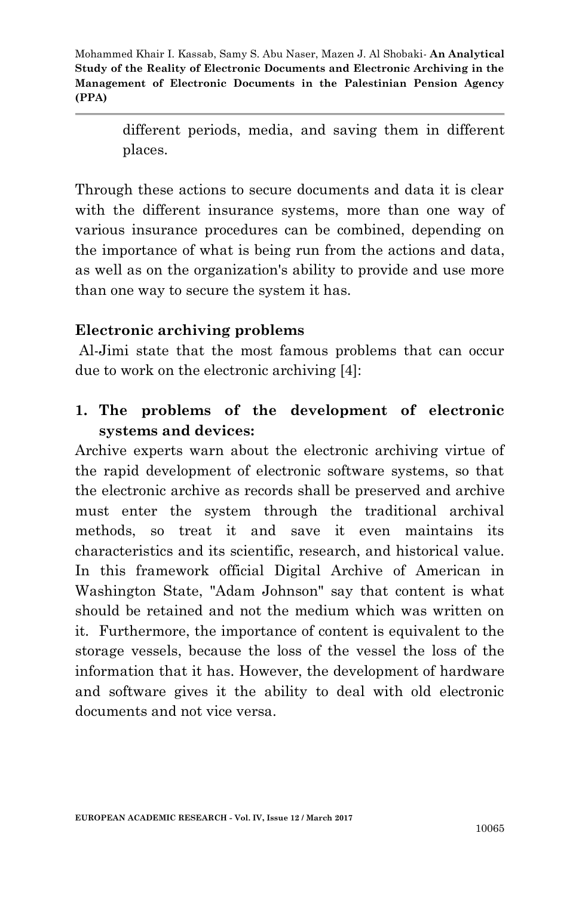different periods, media, and saving them in different places.

Through these actions to secure documents and data it is clear with the different insurance systems, more than one way of various insurance procedures can be combined, depending on the importance of what is being run from the actions and data, as well as on the organization's ability to provide and use more than one way to secure the system it has.

**Electronic archiving problems**

Al-Jimi state that the most famous problems that can occur due to work on the electronic archiving [4]:

1. **The problems of the development of electronic systems and devices:**

Archive experts warn about the electronic archiving virtue of the rapid development of electronic software systems, so that the electronic archive as records shall be preserved and archive must enter the system through the traditional archival methods, so treat it and save it even maintains its characteristics and its scientific, research, and historical value. In this framework official Digital Archive of American in Washington State, "Adam Johnson" say that content is what should be retained and not the medium which was written on it. Furthermore, the importance of content is equivalent to the storage vessels, because the loss of the vessel the loss of the information that it has. However, the development of hardware and software gives it the ability to deal with old electronic documents and not vice versa.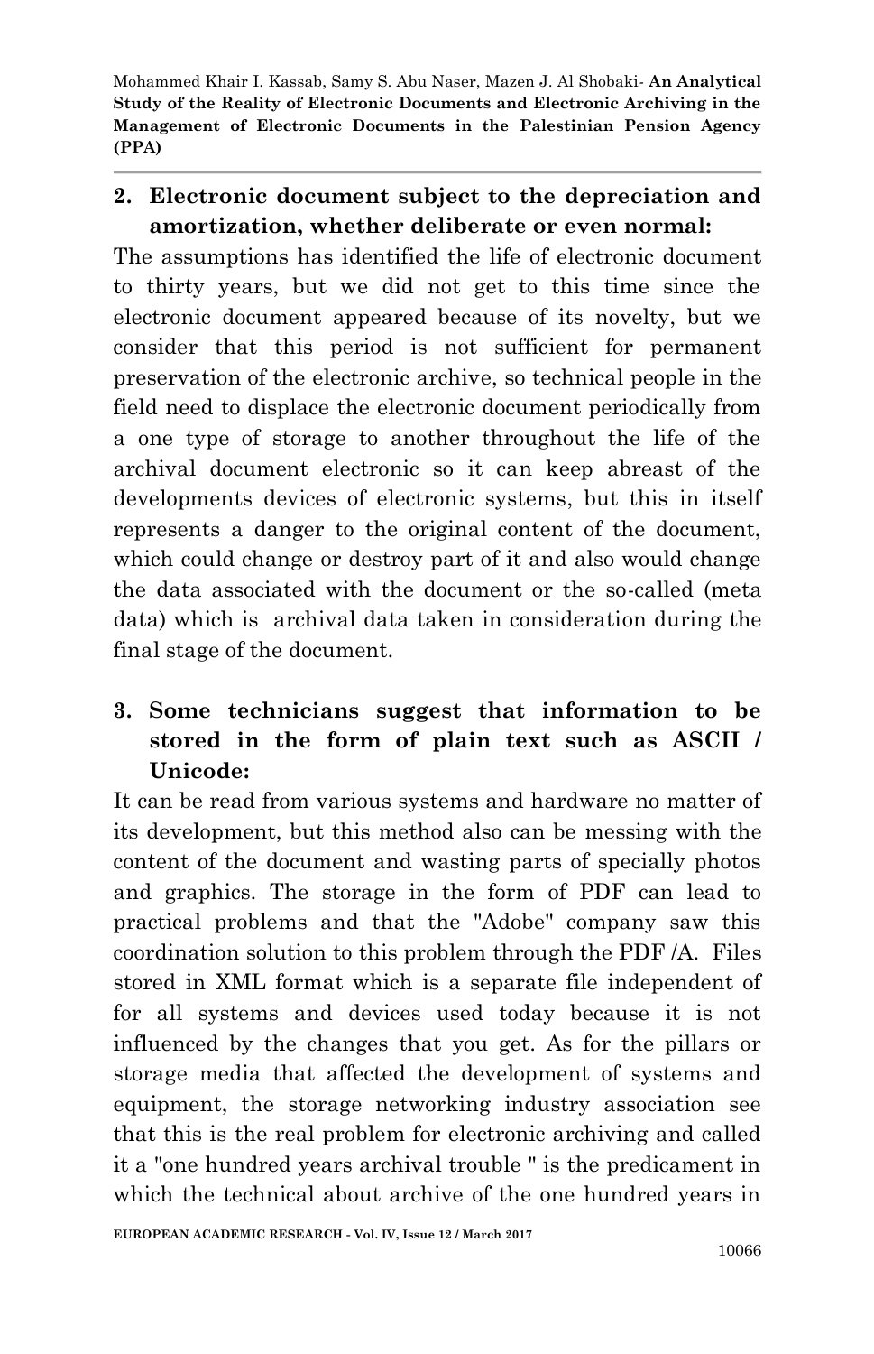2. **Electronic document subject to the depreciation and amortization, whether deliberate or even normal:**

The assumptions has identified the life of electronic document to thirty years, but we did not get to this time since the electronic document appeared because of its novelty, but we consider that this period is not sufficient for permanent preservation of the electronic archive, so technical people in the field need to displace the electronic document periodically from a one type of storage to another throughout the life of the archival document electronic so it can keep abreast of the developments devices of electronic systems, but this in itself represents a danger to the original content of the document, which could change or destroy part of it and also would change the data associated with the document or the so-called (meta data) which is archival data taken in consideration during the final stage of the document.

3. **Some technicians suggest that information to be stored in the form of plain text such as ASCII / Unicode:**

It can be read from various systems and hardware no matter of its development, but this method also can be messing with the content of the document and wasting parts of specially photos and graphics. The storage in the form of PDF can lead to practical problems and that the "Adobe" company saw this coordination solution to this problem through the PDF /A. Files stored in XML format which is a separate file independent of for all systems and devices used today because it is not influenced by the changes that you get. As for the pillars or storage media that affected the development of systems and equipment, the storage networking industry association see that this is the real problem for electronic archiving and called it a "one hundred years archival trouble " is the predicament in which the technical about archive of the one hundred years in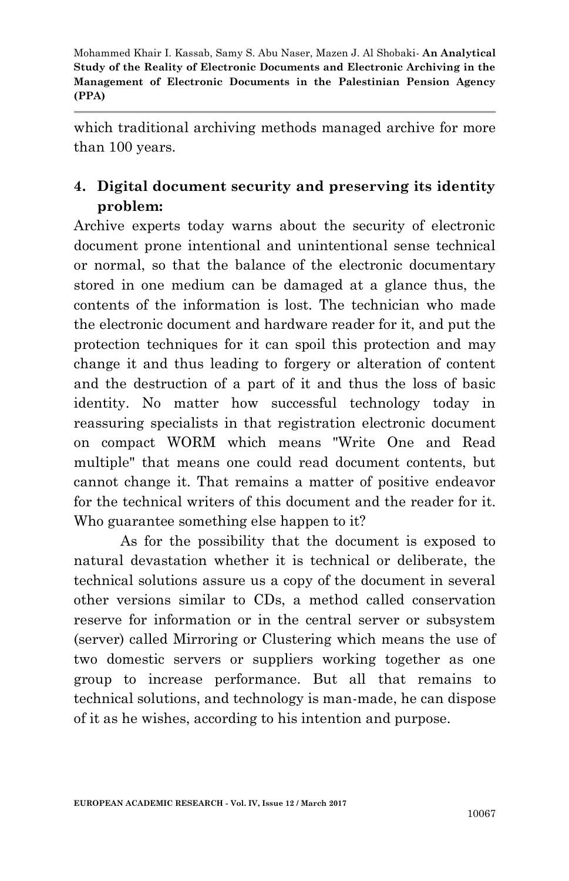which traditional archiving methods managed archive for more than 100 years.

4. **Digital document security and preserving its identity problem:**

Archive experts today warns about the security of electronic document prone intentional and unintentional sense technical or normal, so that the balance of the electronic documentary stored in one medium can be damaged at a glance thus, the contents of the information is lost. The technician who made the electronic document and hardware reader for it, and put the protection techniques for it can spoil this protection and may change it and thus leading to forgery or alteration of content and the destruction of a part of it and thus the loss of basic identity. No matter how successful technology today in reassuring specialists in that registration electronic document on compact WORM which means "Write One and Read multiple" that means one could read document contents, but cannot change it. That remains a matter of positive endeavor for the technical writers of this document and the reader for it. Who guarantee something else happen to it?

As for the possibility that the document is exposed to natural devastation whether it is technical or deliberate, the technical solutions assure us a copy of the document in several other versions similar to CDs, a method called conservation reserve for information or in the central server or subsystem (server) called Mirroring or Clustering which means the use of two domestic servers or suppliers working together as one group to increase performance. But all that remains to technical solutions, and technology is man-made, he can dispose of it as he wishes, according to his intention and purpose.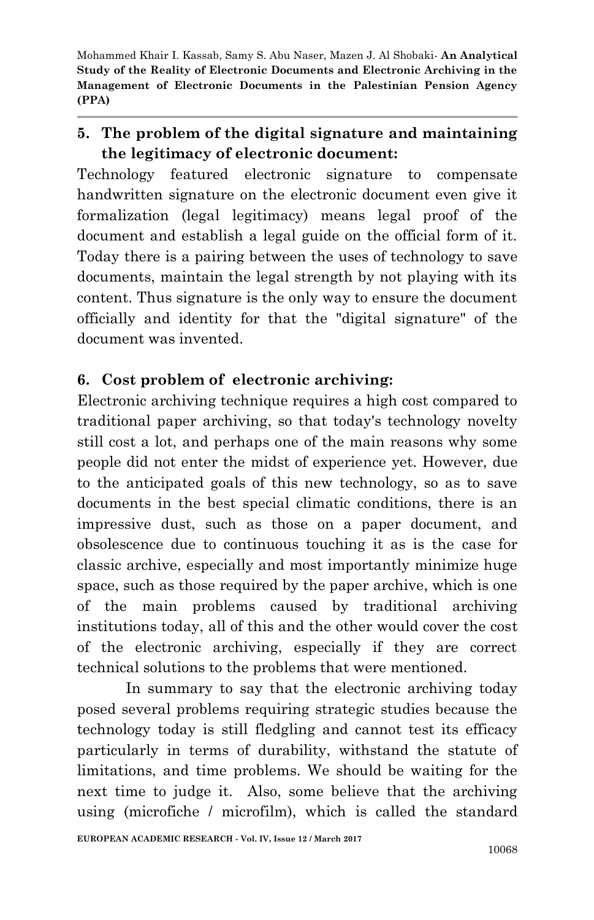5. **The problem of the digital signature and maintaining the legitimacy of electronic document:**

Technology featured electronic signature to compensate handwritten signature on the electronic document even give it formalization (legal legitimacy) means legal proof of the document and establish a legal guide on the official form of it. Today there is a pairing between the uses of technology to save documents, maintain the legal strength by not playing with its content. Thus signature is the only way to ensure the document officially and identity for that the "digital signature" of the document was invented.

6. **Cost problem of electronic archiving:**

Electronic archiving technique requires a high cost compared to traditional paper archiving, so that today's technology novelty still cost a lot, and perhaps one of the main reasons why some people did not enter the midst of experience yet. However, due to the anticipated goals of this new technology, so as to save documents in the best special climatic conditions, there is an impressive dust, such as those on a paper document, and obsolescence due to continuous touching it as is the case for classic archive, especially and most importantly minimize huge space, such as those required by the paper archive, which is one of the main problems caused by traditional archiving institutions today, all of this and the other would cover the cost of the electronic archiving, especially if they are correct technical solutions to the problems that were mentioned.

In summary to say that the electronic archiving today posed several problems requiring strategic studies because the technology today is still fledgling and cannot test its efficacy particularly in terms of durability, withstand the statute of limitations, and time problems. We should be waiting for the next time to judge it. Also, some believe that the archiving using (microfiche / microfilm), which is called the standard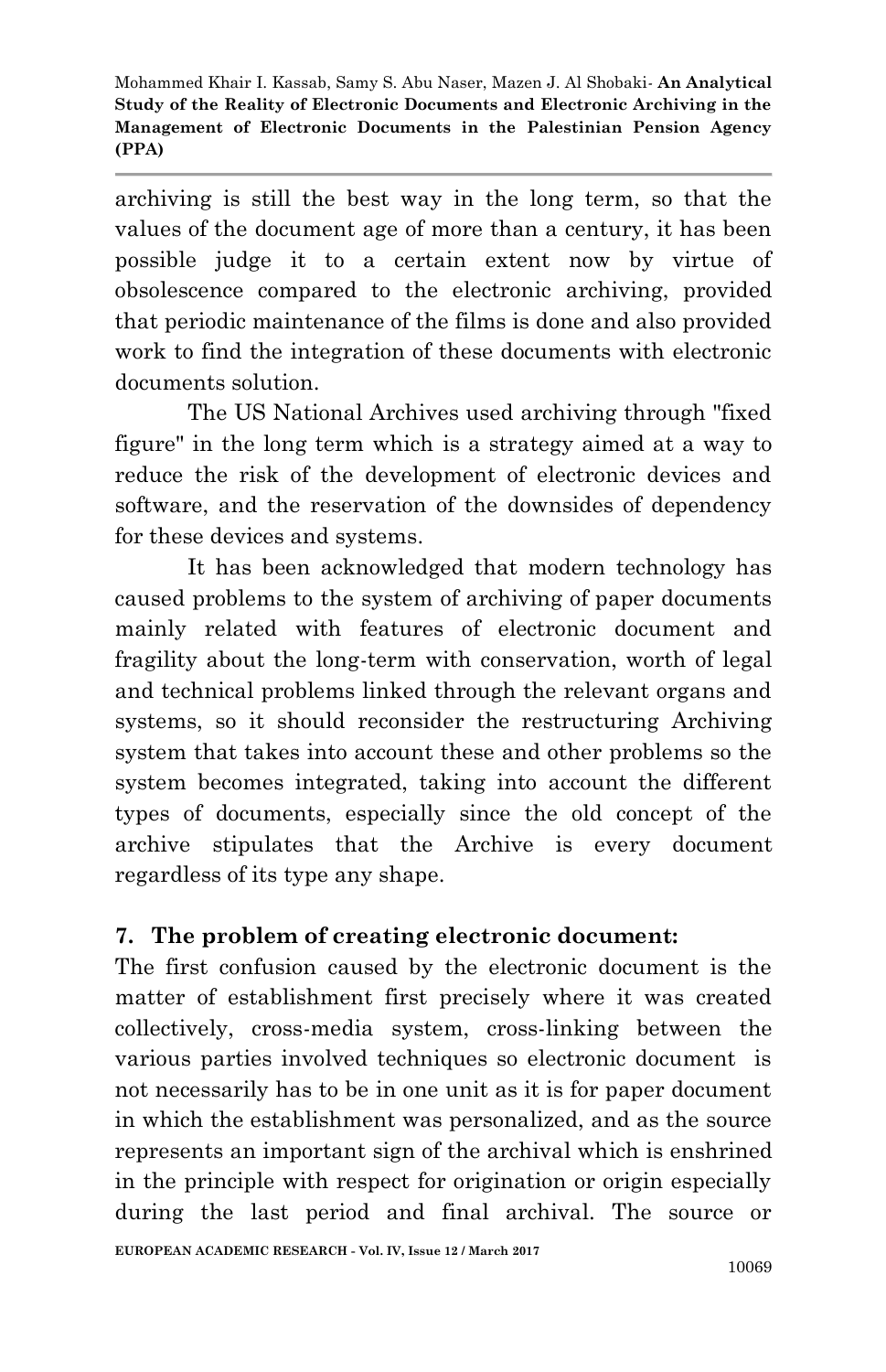archiving is still the best way in the long term, so that the values of the document age of more than a century, it has been possible judge it to a certain extent now by virtue of obsolescence compared to the electronic archiving, provided that periodic maintenance of the films is done and also provided work to find the integration of these documents with electronic documents solution.

The US National Archives used archiving through "fixed figure" in the long term which is a strategy aimed at a way to reduce the risk of the development of electronic devices and software, and the reservation of the downsides of dependency for these devices and systems.

It has been acknowledged that modern technology has caused problems to the system of archiving of paper documents mainly related with features of electronic document and fragility about the long-term with conservation, worth of legal and technical problems linked through the relevant organs and systems, so it should reconsider the restructuring Archiving system that takes into account these and other problems so the system becomes integrated, taking into account the different types of documents, especially since the old concept of the archive stipulates that the Archive is every document regardless of its type any shape.

## 7. The problem of creating electronic document:

The first confusion caused by the electronic document is the matter of establishment first precisely where it was created collectively, cross-media system, cross-linking between the various parties involved techniques so electronic document is not necessarily has to be in one unit as it is for paper document in which the establishment was personalized, and as the source represents an important sign of the archival which is enshrined in the principle with respect for origination or origin especially during the last period and final archival. The source or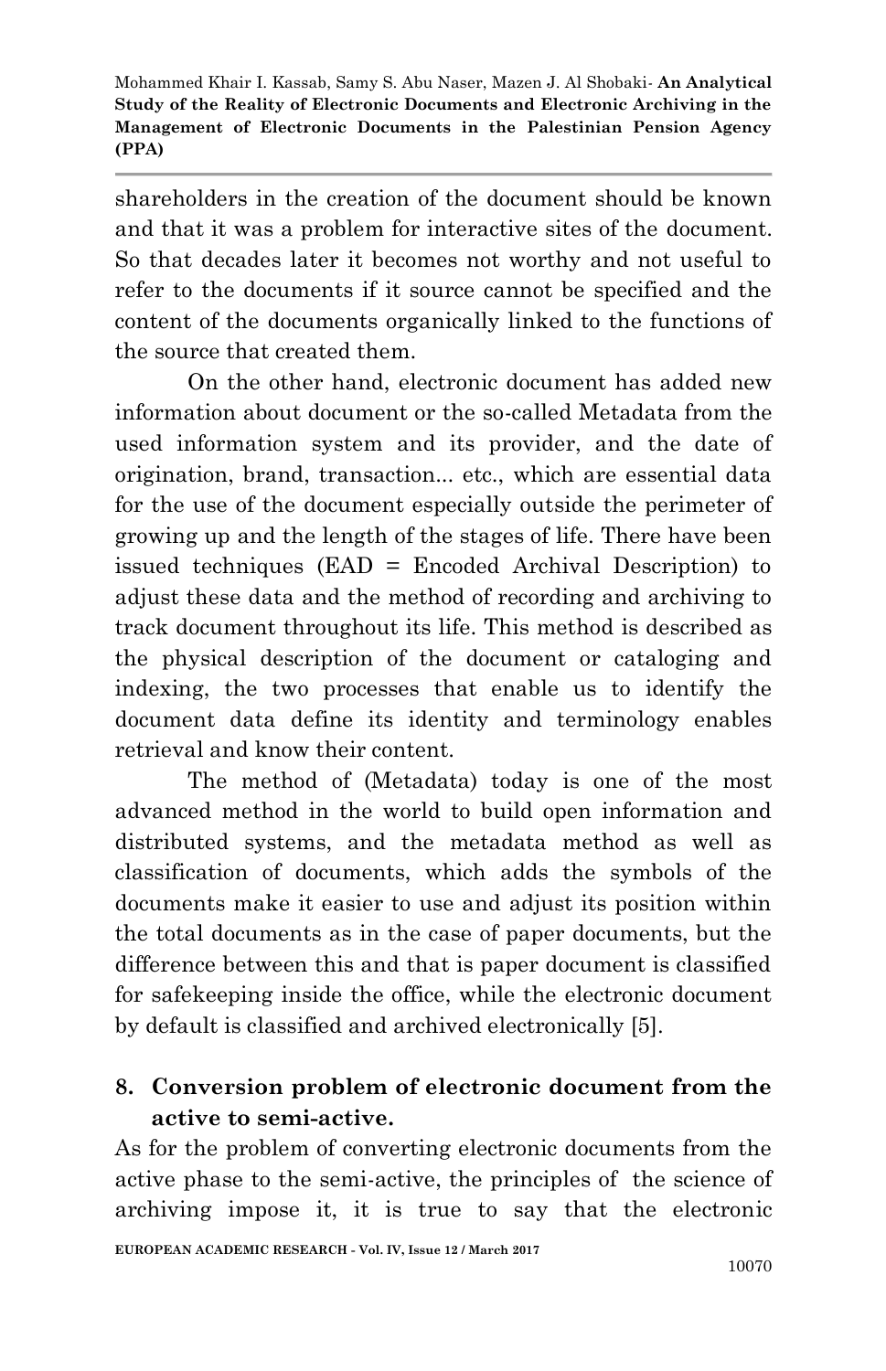shareholders in the creation of the document should be known and that it was a problem for interactive sites of the document. So that decades later it becomes not worthy and not useful to refer to the documents if it source cannot be specified and the content of the documents organically linked to the functions of the source that created them.

On the other hand, electronic document has added new information about document or the so-called Metadata from the used information system and its provider, and the date of origination, brand, transaction... etc., which are essential data for the use of the document especially outside the perimeter of growing up and the length of the stages of life. There have been issued techniques (EAD = Encoded Archival Description) to adjust these data and the method of recording and archiving to track document throughout its life. This method is described as the physical description of the document or cataloging and indexing, the two processes that enable us to identify the document data define its identity and terminology enables retrieval and know their content.

The method of (Metadata) today is one of the most advanced method in the world to build open information and distributed systems, and the metadata method as well as classification of documents, which adds the symbols of the documents make it easier to use and adjust its position within the total documents as in the case of paper documents, but the difference between this and that is paper document is classified for safekeeping inside the office, while the electronic document by default is classified and archived electronically [5].

## 8. Conversion problem of electronic document from the active to semi-active.

As for the problem of converting electronic documents from the active phase to the semi-active, the principles of the science of archiving impose it, it is true to say that the electronic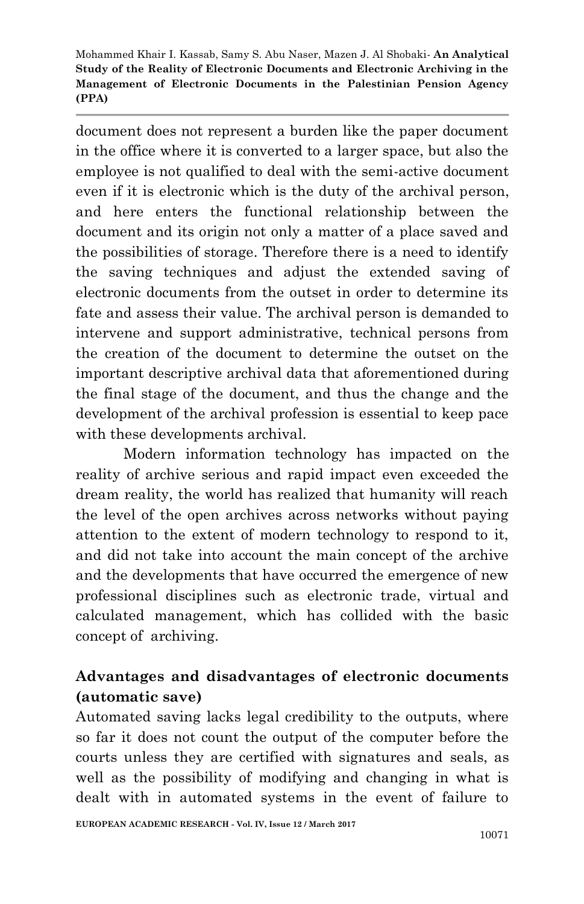document does not represent a burden like the paper document in the office where it is converted to a larger space, but also the employee is not qualified to deal with the semi-active document even if it is electronic which is the duty of the archival person, and here enters the functional relationship between the document and its origin not only a matter of a place saved and the possibilities of storage. Therefore there is a need to identify the saving techniques and adjust the extended saving of electronic documents from the outset in order to determine its fate and assess their value. The archival person is demanded to intervene and support administrative, technical persons from the creation of the document to determine the outset on the important descriptive archival data that aforementioned during the final stage of the document, and thus the change and the development of the archival profession is essential to keep pace with these developments archival.

Modern information technology has impacted on the reality of archive serious and rapid impact even exceeded the dream reality, the world has realized that humanity will reach the level of the open archives across networks without paying attention to the extent of modern technology to respond to it, and did not take into account the main concept of the archive and the developments that have occurred the emergence of new professional disciplines such as electronic trade, virtual and calculated management, which has collided with the basic concept of archiving.

## Advantages and disadvantages of electronic documents (automatic save)

Automated saving lacks legal credibility to the outputs, where so far it does not count the output of the computer before the courts unless they are certified with signatures and seals, as well as the possibility of modifying and changing in what is dealt with in automated systems in the event of failure to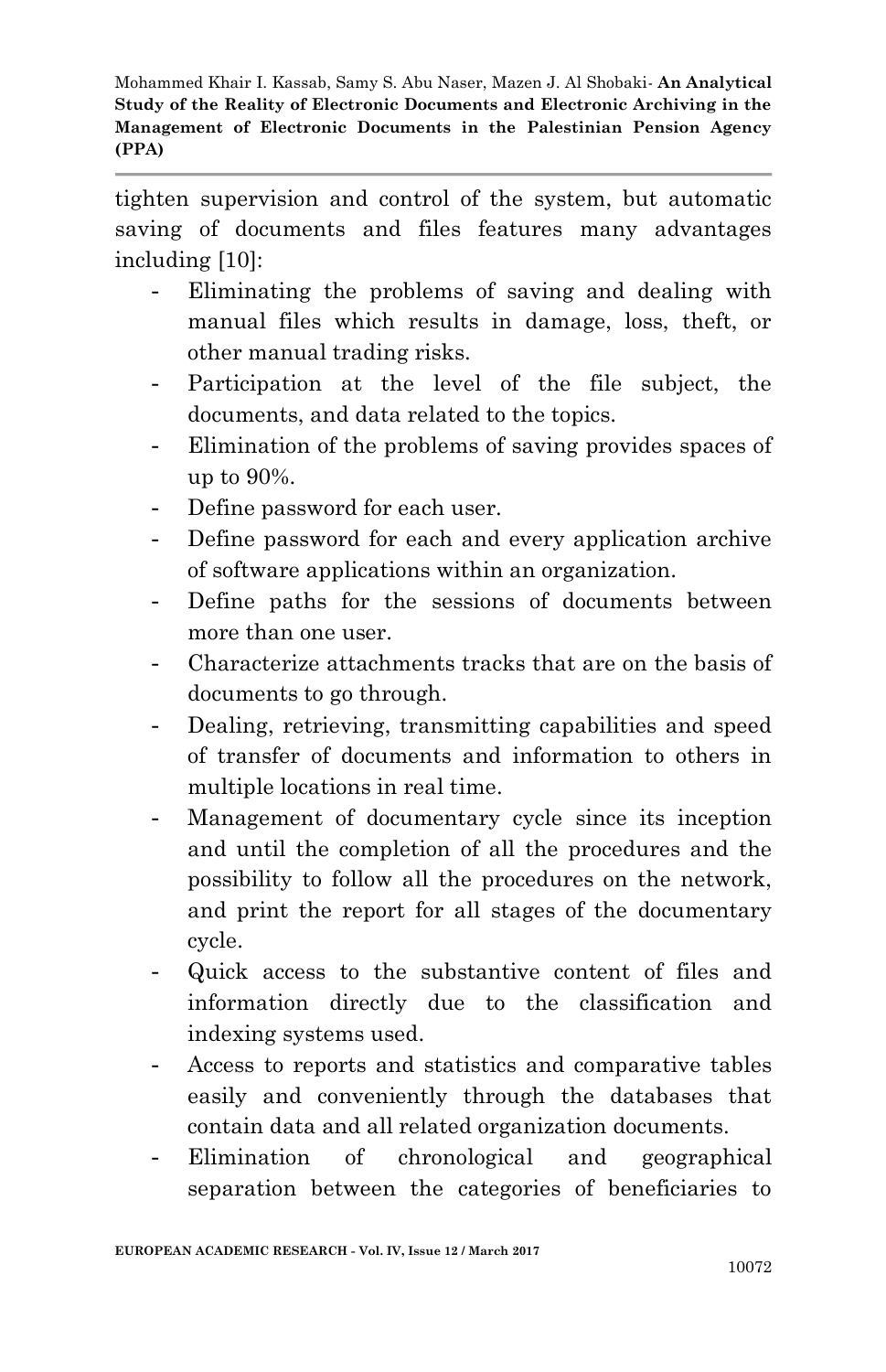tighten supervision and control of the system, but automatic saving of documents and files features many advantages including [10]:

- Eliminating the problems of saving and dealing with manual files which results in damage, loss, theft, or other manual trading risks.
- Participation at the level of the file subject, the documents, and data related to the topics.
- Elimination of the problems of saving provides spaces of up to 90%.
- Define password for each user.
- Define password for each and every application archive of software applications within an organization.
- Define paths for the sessions of documents between more than one user.
- Characterize attachments tracks that are on the basis of documents to go through.
- Dealing, retrieving, transmitting capabilities and speed of transfer of documents and information to others in multiple locations in real time.
- Management of documentary cycle since its inception and until the completion of all the procedures and the possibility to follow all the procedures on the network, and print the report for all stages of the documentary cycle.
- Quick access to the substantive content of files and information directly due to the classification and indexing systems used.
- Access to reports and statistics and comparative tables easily and conveniently through the databases that contain data and all related organization documents.
- Elimination of chronological and geographical separation between the categories of beneficiaries to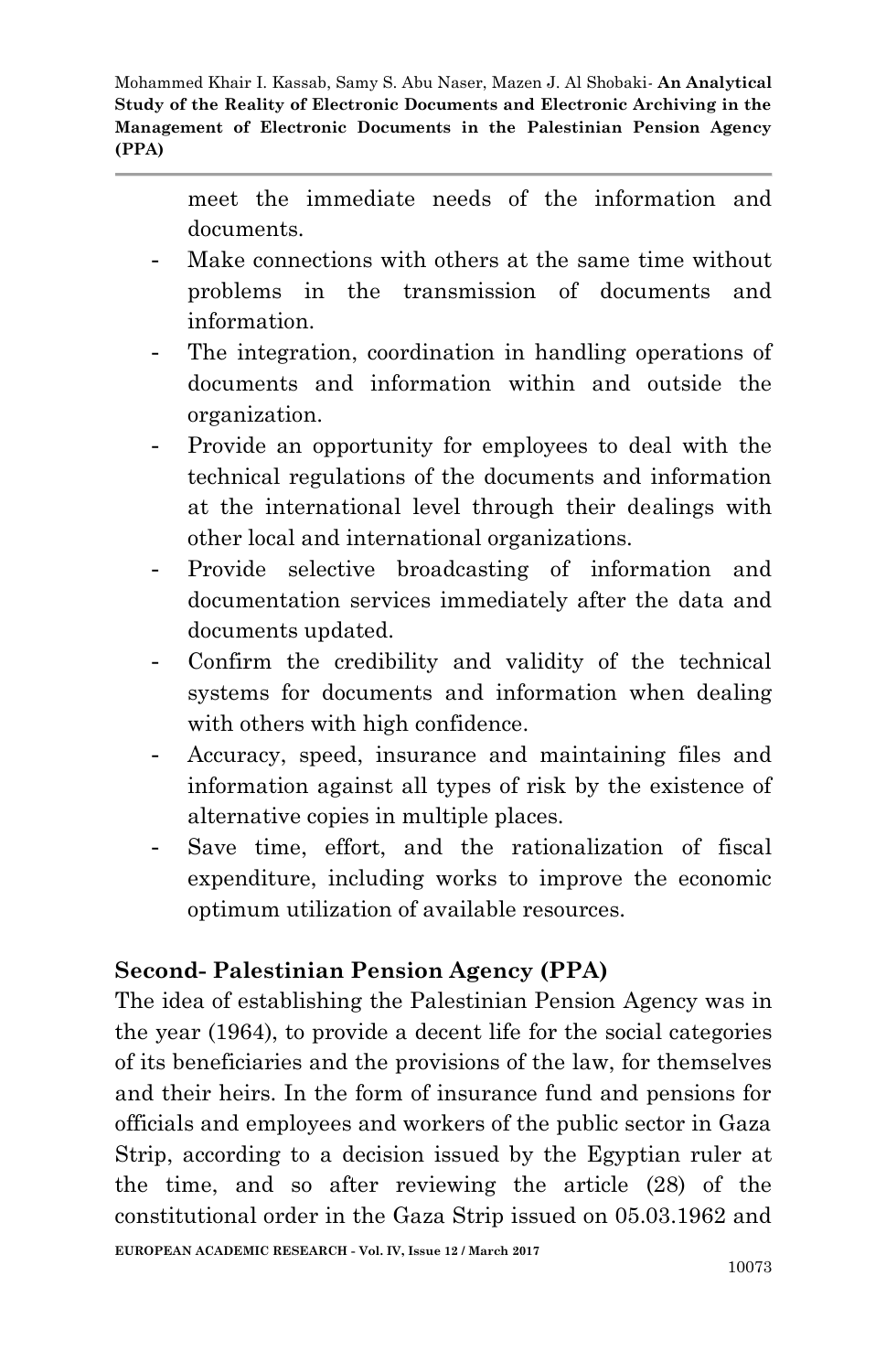meet the immediate needs of the information and documents.

- Make connections with others at the same time without problems in the transmission of documents and information.
- The integration, coordination in handling operations of documents and information within and outside the organization.
- Provide an opportunity for employees to deal with the technical regulations of the documents and information at the international level through their dealings with other local and international organizations.
- Provide selective broadcasting of information and documentation services immediately after the data and documents updated.
- Confirm the credibility and validity of the technical systems for documents and information when dealing with others with high confidence.
- Accuracy, speed, insurance and maintaining files and information against all types of risk by the existence of alternative copies in multiple places.
- Save time, effort, and the rationalization of fiscal expenditure, including works to improve the economic optimum utilization of available resources.

## Second- Palestinian Pension Agency (PPA)

The idea of establishing the Palestinian Pension Agency was in the year (1964), to provide a decent life for the social categories of its beneficiaries and the provisions of the law, for themselves and their heirs. In the form of insurance fund and pensions for officials and employees and workers of the public sector in Gaza Strip, according to a decision issued by the Egyptian ruler at the time, and so after reviewing the article (28) of the constitutional order in the Gaza Strip issued on 05.03.1962 and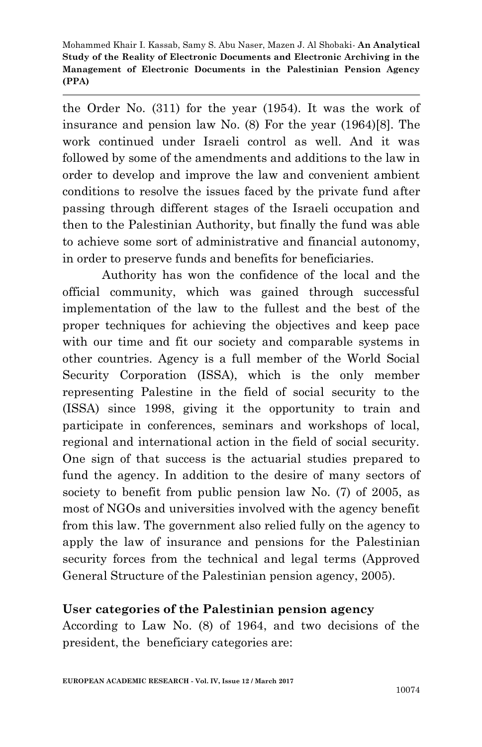the Order No. (311) for the year (1954). It was the work of insurance and pension law No. (8) For the year (1964)[8]. The work continued under Israeli control as well. And it was followed by some of the amendments and additions to the law in order to develop and improve the law and convenient ambient conditions to resolve the issues faced by the private fund after passing through different stages of the Israeli occupation and then to the Palestinian Authority, but finally the fund was able to achieve some sort of administrative and financial autonomy, in order to preserve funds and benefits for beneficiaries.

Authority has won the confidence of the local and the official community, which was gained through successful implementation of the law to the fullest and the best of the proper techniques for achieving the objectives and keep pace with our time and fit our society and comparable systems in other countries. Agency is a full member of the World Social Security Corporation (ISSA), which is the only member representing Palestine in the field of social security to the (ISSA) since 1998, giving it the opportunity to train and participate in conferences, seminars and workshops of local, regional and international action in the field of social security. One sign of that success is the actuarial studies prepared to fund the agency. In addition to the desire of many sectors of society to benefit from public pension law No. (7) of 2005, as most of NGOs and universities involved with the agency benefit from this law. The government also relied fully on the agency to apply the law of insurance and pensions for the Palestinian security forces from the technical and legal terms (Approved General Structure of the Palestinian pension agency, 2005).

**User categories of the Palestinian pension agency**

According to Law No. (8) of 1964, and two decisions of the president, the beneficiary categories are: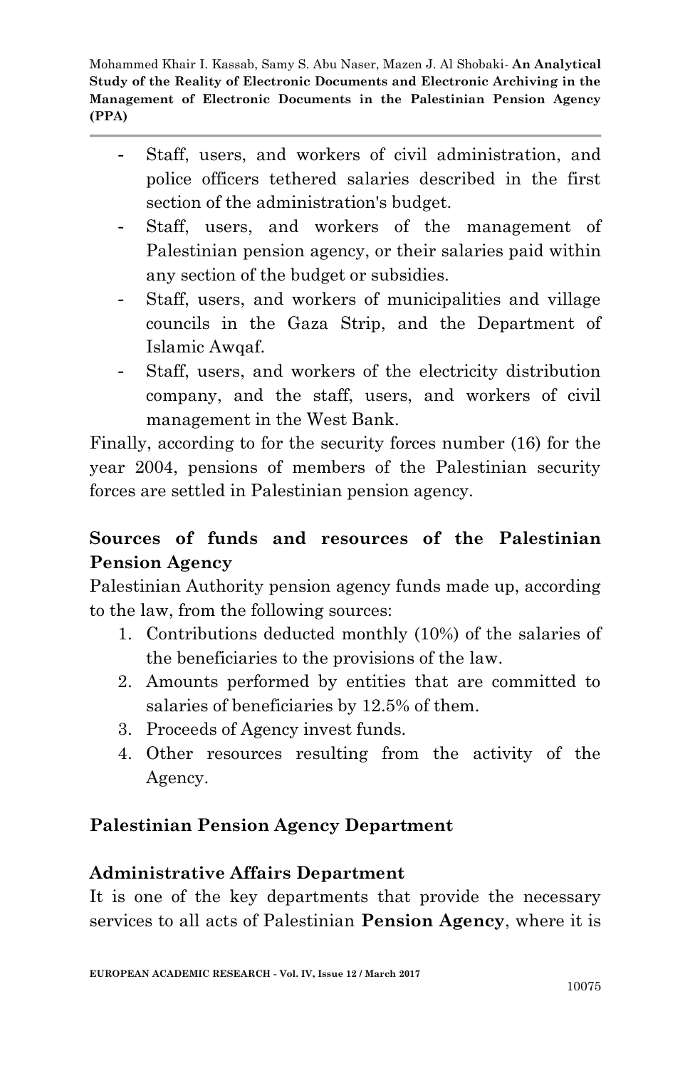- Staff, users, and workers of civil administration, and police officers tethered salaries described in the first section of the administration's budget.
- Staff, users, and workers of the management of Palestinian pension agency, or their salaries paid within any section of the budget or subsidies.
- Staff, users, and workers of municipalities and village councils in the Gaza Strip, and the Department of Islamic Awqaf.
- Staff, users, and workers of the electricity distribution company, and the staff, users, and workers of civil management in the West Bank.

Finally, according to for the security forces number (16) for the year 2004, pensions of members of the Palestinian security forces are settled in Palestinian pension agency.

### Sources of funds and resources of the Palestinian Pension Agency

Palestinian Authority pension agency funds made up, according to the law, from the following sources:

1. Contributions deducted monthly (10%) of the salaries of the beneficiaries to the provisions of the law.
2. Amounts performed by entities that are committed to salaries of beneficiaries by 12.5% of them.
3. Proceeds of Agency invest funds.
4. Other resources resulting from the activity of the Agency.

### Palestinian Pension Agency Department

### Administrative Affairs Department

It is one of the key departments that provide the necessary services to all acts of Palestinian **Pension Agency**, where it is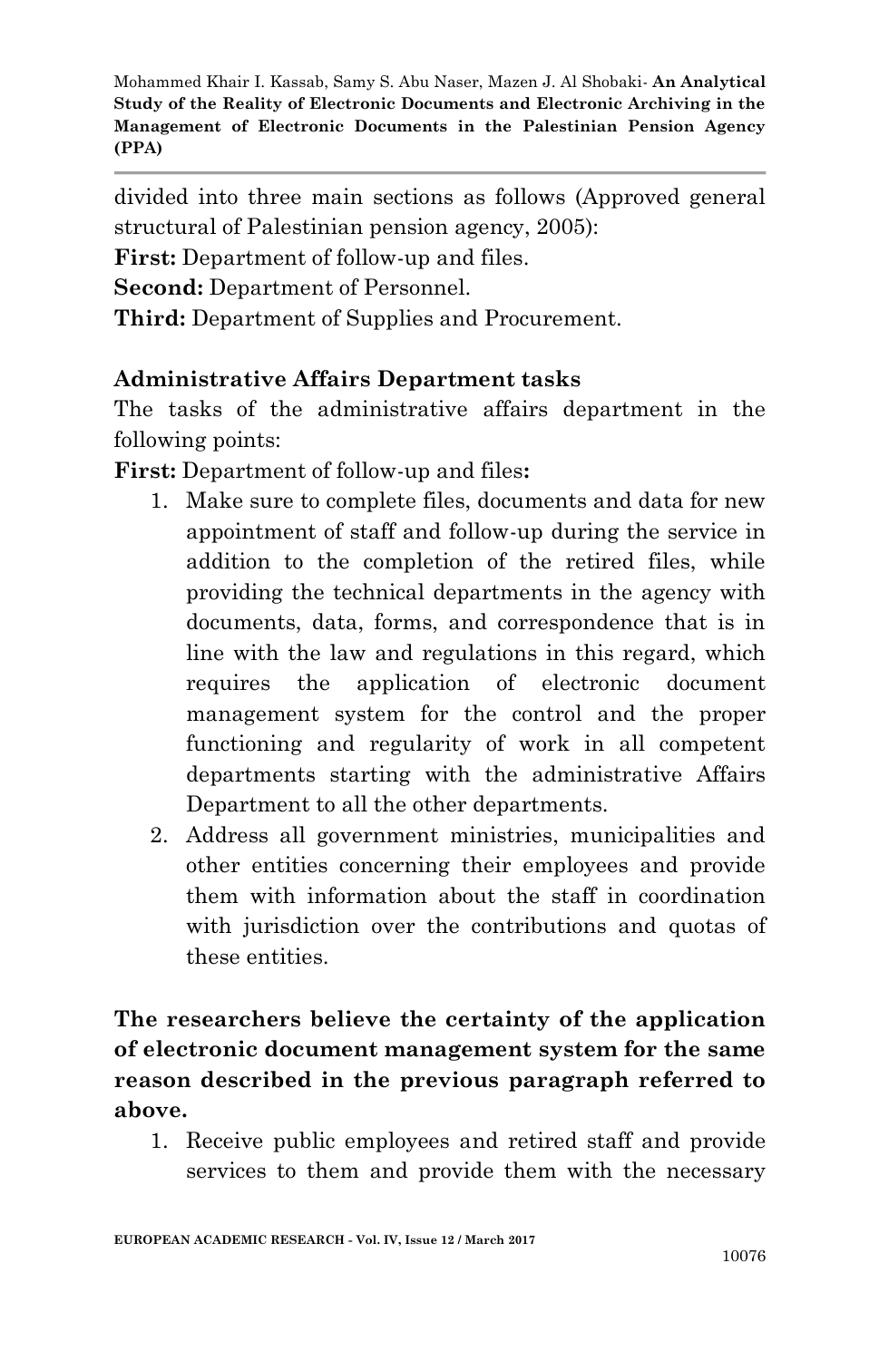divided into three main sections as follows (Approved general structural of Palestinian pension agency, 2005):

**First:** Department of follow-up and files.

**Second:** Department of Personnel.

**Third:** Department of Supplies and Procurement.

**Administrative Affairs Department tasks**

The tasks of the administrative affairs department in the following points:

**First:** Department of follow-up and files**:**

1. Make sure to complete files, documents and data for new appointment of staff and follow-up during the service in addition to the completion of the retired files, while providing the technical departments in the agency with documents, data, forms, and correspondence that is in line with the law and regulations in this regard, which requires the application of electronic document management system for the control and the proper functioning and regularity of work in all competent departments starting with the administrative Affairs Department to all the other departments.
2. Address all government ministries, municipalities and other entities concerning their employees and provide them with information about the staff in coordination with jurisdiction over the contributions and quotas of these entities.

**The researchers believe the certainty of the application of electronic document management system for the same reason described in the previous paragraph referred to above.**

1. Receive public employees and retired staff and provide services to them and provide them with the necessary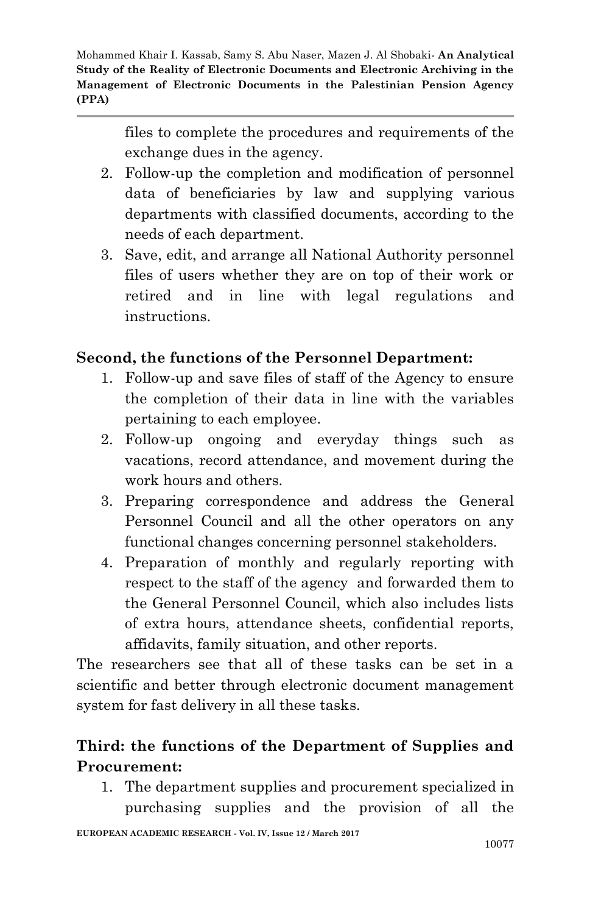files to complete the procedures and requirements of the exchange dues in the agency.

2. Follow-up the completion and modification of personnel data of beneficiaries by law and supplying various departments with classified documents, according to the needs of each department.
3. Save, edit, and arrange all National Authority personnel files of users whether they are on top of their work or retired and in line with legal regulations and instructions.

**Second, the functions of the Personnel Department:**

1. Follow-up and save files of staff of the Agency to ensure the completion of their data in line with the variables pertaining to each employee.
2. Follow-up ongoing and everyday things such as vacations, record attendance, and movement during the work hours and others.
3. Preparing correspondence and address the General Personnel Council and all the other operators on any functional changes concerning personnel stakeholders.
4. Preparation of monthly and regularly reporting with respect to the staff of the agency and forwarded them to the General Personnel Council, which also includes lists of extra hours, attendance sheets, confidential reports, affidavits, family situation, and other reports.

The researchers see that all of these tasks can be set in a scientific and better through electronic document management system for fast delivery in all these tasks.

**Third: the functions of the Department of Supplies and Procurement:**

1. The department supplies and procurement specialized in purchasing supplies and the provision of all the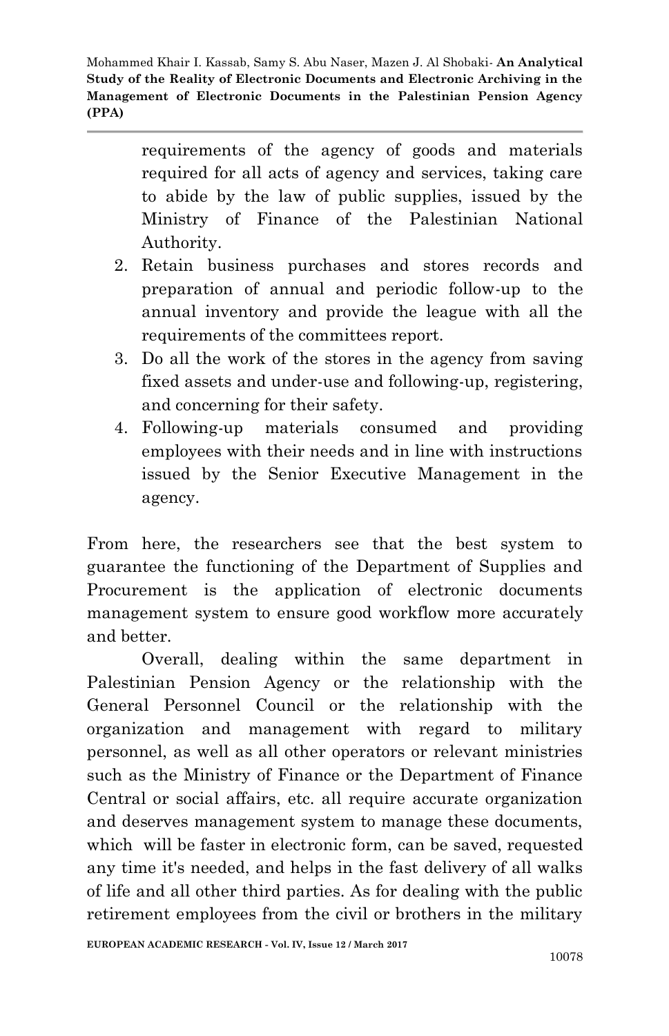requirements of the agency of goods and materials required for all acts of agency and services, taking care to abide by the law of public supplies, issued by the Ministry of Finance of the Palestinian National Authority.

2. Retain business purchases and stores records and preparation of annual and periodic follow-up to the annual inventory and provide the league with all the requirements of the committees report.
3. Do all the work of the stores in the agency from saving fixed assets and under-use and following-up, registering, and concerning for their safety.
4. Following-up materials consumed and providing employees with their needs and in line with instructions issued by the Senior Executive Management in the agency.

From here, the researchers see that the best system to guarantee the functioning of the Department of Supplies and Procurement is the application of electronic documents management system to ensure good workflow more accurately and better.

Overall, dealing within the same department in Palestinian Pension Agency or the relationship with the General Personnel Council or the relationship with the organization and management with regard to military personnel, as well as all other operators or relevant ministries such as the Ministry of Finance or the Department of Finance Central or social affairs, etc. all require accurate organization and deserves management system to manage these documents, which will be faster in electronic form, can be saved, requested any time it's needed, and helps in the fast delivery of all walks of life and all other third parties. As for dealing with the public retirement employees from the civil or brothers in the military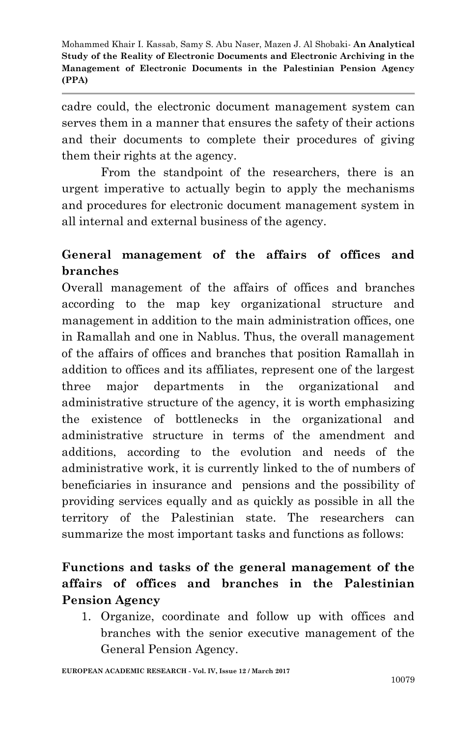cadre could, the electronic document management system can serves them in a manner that ensures the safety of their actions and their documents to complete their procedures of giving them their rights at the agency.

From the standpoint of the researchers, there is an urgent imperative to actually begin to apply the mechanisms and procedures for electronic document management system in all internal and external business of the agency.

## General management of the affairs of offices and branches

Overall management of the affairs of offices and branches according to the map key organizational structure and management in addition to the main administration offices, one in Ramallah and one in Nablus. Thus, the overall management of the affairs of offices and branches that position Ramallah in addition to offices and its affiliates, represent one of the largest three major departments in the organizational and administrative structure of the agency, it is worth emphasizing the existence of bottlenecks in the organizational and administrative structure in terms of the amendment and additions, according to the evolution and needs of the administrative work, it is currently linked to the of numbers of beneficiaries in insurance and pensions and the possibility of providing services equally and as quickly as possible in all the territory of the Palestinian state. The researchers can summarize the most important tasks and functions as follows:

## Functions and tasks of the general management of the affairs of offices and branches in the Palestinian Pension Agency

1. Organize, coordinate and follow up with offices and branches with the senior executive management of the General Pension Agency.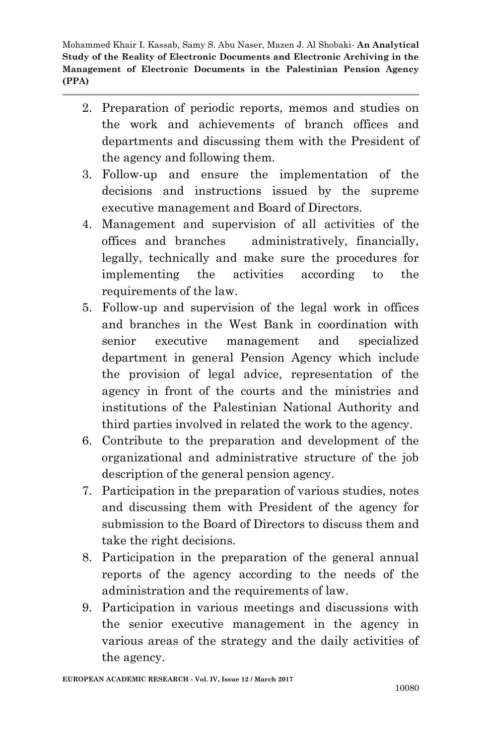2. Preparation of periodic reports, memos and studies on the work and achievements of branch offices and departments and discussing them with the President of the agency and following them.
3. Follow-up and ensure the implementation of the decisions and instructions issued by the supreme executive management and Board of Directors.
4. Management and supervision of all activities of the offices and branches administratively, financially, legally, technically and make sure the procedures for implementing the activities according to the requirements of the law.
5. Follow-up and supervision of the legal work in offices and branches in the West Bank in coordination with senior executive management and specialized department in general Pension Agency which include the provision of legal advice, representation of the agency in front of the courts and the ministries and institutions of the Palestinian National Authority and third parties involved in related the work to the agency.
6. Contribute to the preparation and development of the organizational and administrative structure of the job description of the general pension agency.
7. Participation in the preparation of various studies, notes and discussing them with President of the agency for submission to the Board of Directors to discuss them and take the right decisions.
8. Participation in the preparation of the general annual reports of the agency according to the needs of the administration and the requirements of law.
9. Participation in various meetings and discussions with the senior executive management in the agency in various areas of the strategy and the daily activities of the agency.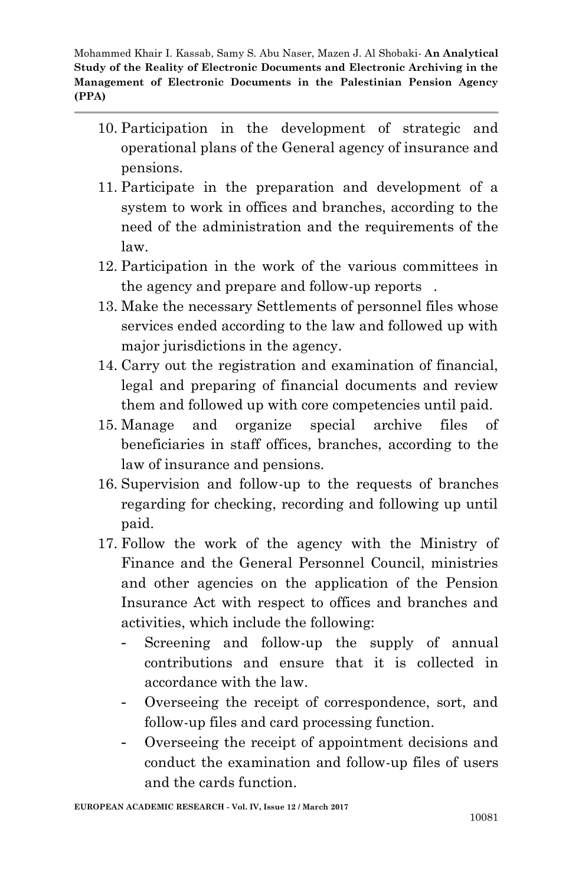10. Participation in the development of strategic and operational plans of the General agency of insurance and pensions.
11. Participate in the preparation and development of a system to work in offices and branches, according to the need of the administration and the requirements of the law.
12. Participation in the work of the various committees in the agency and prepare and follow-up reports .
13. Make the necessary Settlements of personnel files whose services ended according to the law and followed up with major jurisdictions in the agency.
14. Carry out the registration and examination of financial, legal and preparing of financial documents and review them and followed up with core competencies until paid.
15. Manage and organize special archive files of beneficiaries in staff offices, branches, according to the law of insurance and pensions.
16. Supervision and follow-up to the requests of branches regarding for checking, recording and following up until paid.
17. Follow the work of the agency with the Ministry of Finance and the General Personnel Council, ministries and other agencies on the application of the Pension Insurance Act with respect to offices and branches and activities, which include the following:
    - Screening and follow-up the supply of annual contributions and ensure that it is collected in accordance with the law.
    - Overseeing the receipt of correspondence, sort, and follow-up files and card processing function.
    - Overseeing the receipt of appointment decisions and conduct the examination and follow-up files of users and the cards function.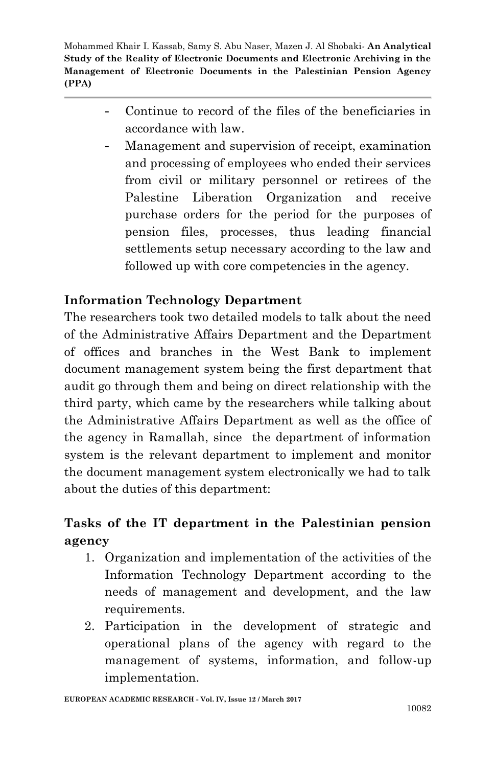- Continue to record of the files of the beneficiaries in accordance with law.
- Management and supervision of receipt, examination and processing of employees who ended their services from civil or military personnel or retirees of the Palestine Liberation Organization and receive purchase orders for the period for the purposes of pension files, processes, thus leading financial settlements setup necessary according to the law and followed up with core competencies in the agency.

### Information Technology Department

The researchers took two detailed models to talk about the need of the Administrative Affairs Department and the Department of offices and branches in the West Bank to implement document management system being the first department that audit go through them and being on direct relationship with the third party, which came by the researchers while talking about the Administrative Affairs Department as well as the office of the agency in Ramallah, since the department of information system is the relevant department to implement and monitor the document management system electronically we had to talk about the duties of this department:

### Tasks of the IT department in the Palestinian pension agency

1. Organization and implementation of the activities of the Information Technology Department according to the needs of management and development, and the law requirements.
2. Participation in the development of strategic and operational plans of the agency with regard to the management of systems, information, and follow-up implementation.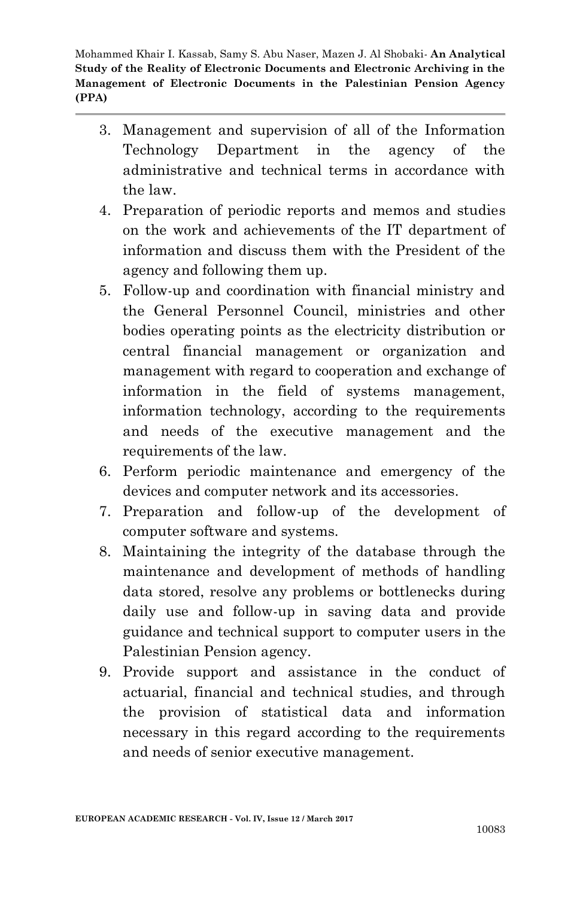3. Management and supervision of all of the Information Technology Department in the agency of the administrative and technical terms in accordance with the law.
4. Preparation of periodic reports and memos and studies on the work and achievements of the IT department of information and discuss them with the President of the agency and following them up.
5. Follow-up and coordination with financial ministry and the General Personnel Council, ministries and other bodies operating points as the electricity distribution or central financial management or organization and management with regard to cooperation and exchange of information in the field of systems management, information technology, according to the requirements and needs of the executive management and the requirements of the law.
6. Perform periodic maintenance and emergency of the devices and computer network and its accessories.
7. Preparation and follow-up of the development of computer software and systems.
8. Maintaining the integrity of the database through the maintenance and development of methods of handling data stored, resolve any problems or bottlenecks during daily use and follow-up in saving data and provide guidance and technical support to computer users in the Palestinian Pension agency.
9. Provide support and assistance in the conduct of actuarial, financial and technical studies, and through the provision of statistical data and information necessary in this regard according to the requirements and needs of senior executive management.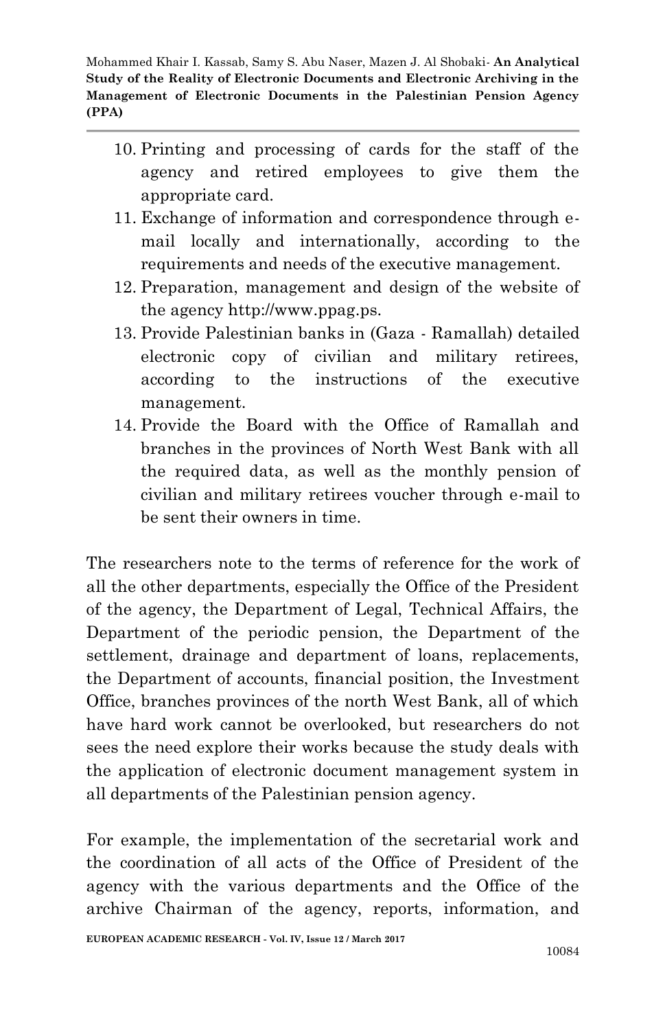10. Printing and processing of cards for the staff of the agency and retired employees to give them the appropriate card.
11. Exchange of information and correspondence through e-mail locally and internationally, according to the requirements and needs of the executive management.
12. Preparation, management and design of the website of the agency http://www.ppag.ps.
13. Provide Palestinian banks in (Gaza - Ramallah) detailed electronic copy of civilian and military retirees, according to the instructions of the executive management.
14. Provide the Board with the Office of Ramallah and branches in the provinces of North West Bank with all the required data, as well as the monthly pension of civilian and military retirees voucher through e-mail to be sent their owners in time.

The researchers note to the terms of reference for the work of all the other departments, especially the Office of the President of the agency, the Department of Legal, Technical Affairs, the Department of the periodic pension, the Department of the settlement, drainage and department of loans, replacements, the Department of accounts, financial position, the Investment Office, branches provinces of the north West Bank, all of which have hard work cannot be overlooked, but researchers do not sees the need explore their works because the study deals with the application of electronic document management system in all departments of the Palestinian pension agency.

For example, the implementation of the secretarial work and the coordination of all acts of the Office of President of the agency with the various departments and the Office of the archive Chairman of the agency, reports, information, and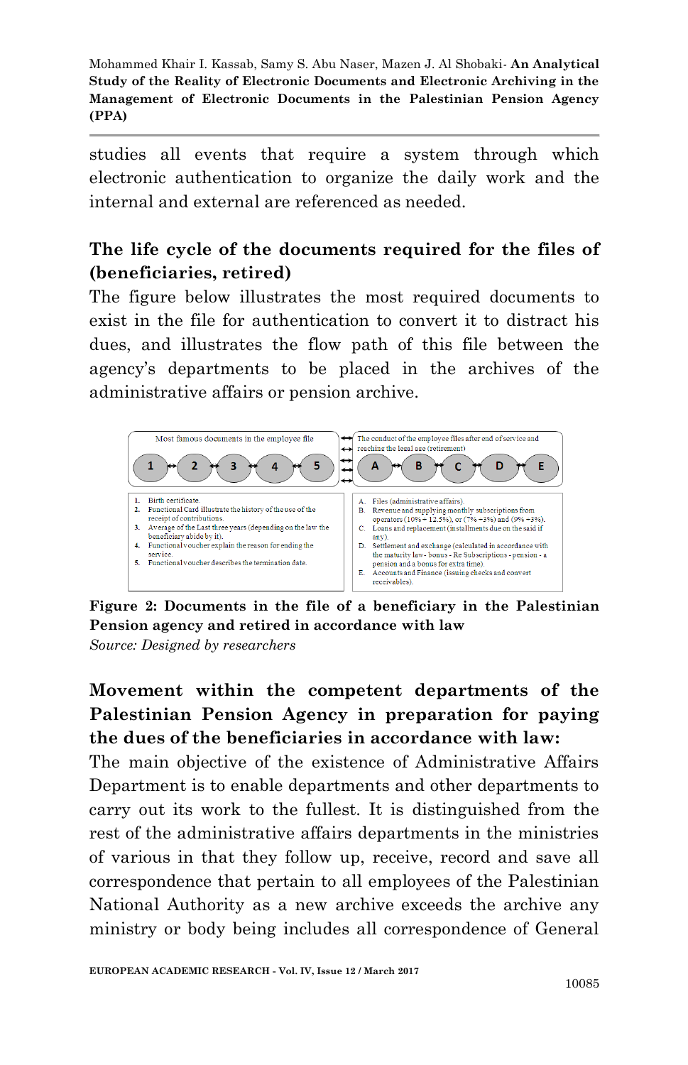studies all events that require a system through which electronic authentication to organize the daily work and the internal and external are referenced as needed.

## The life cycle of the documents required for the files of (beneficiaries, retired)

The figure below illustrates the most required documents to exist in the file for authentication to convert it to distract his dues, and illustrates the flow path of this file between the agency's departments to be placed in the archives of the administrative affairs or pension archive.

Most famous documents in the employee file

1 ↔ 2 ↔ 3 ↔ 4 ↔ 5

The conduct of the employee files after end of service and reaching the legal age (retirement)

A ↔ B ↔ C ↔ D ↔ E

1. Birth certificate.
2. Functional Card illustrate the history of the use of the receipt of contributions.
3. Average of the Last three years (depending on the law the beneficiary abide by it).
4. Functional voucher explain the reason for ending the service.
5. Functional voucher describes the termination date.

A. Files (administrative affairs).
B. Revenue and supplying monthly subscriptions from operators (10% + 12.5%), or (7% +3%) and (9% +3%).
C. Loans and replacement (installments due on the said if any).
D. Settlement and exchange (calculated in accordance with the maturity law - bonus - Re Subscriptions - pension - a pension and a bonus for extra time).
E. Accounts and Finance (issuing checks and convert receivables).

**Figure 2: Documents in the file of a beneficiary in the Palestinian Pension agency and retired in accordance with law**
*Source: Designed by researchers*

## Movement within the competent departments of the Palestinian Pension Agency in preparation for paying the dues of the beneficiaries in accordance with law:

The main objective of the existence of Administrative Affairs Department is to enable departments and other departments to carry out its work to the fullest. It is distinguished from the rest of the administrative affairs departments in the ministries of various in that they follow up, receive, record and save all correspondence that pertain to all employees of the Palestinian National Authority as a new archive exceeds the archive any ministry or body being includes all correspondence of General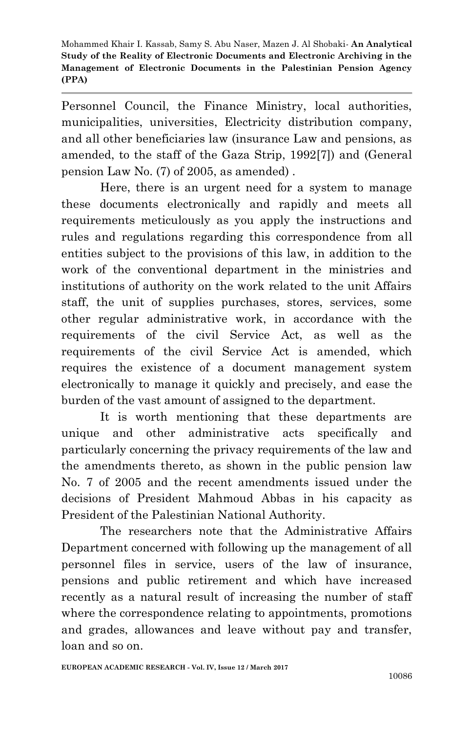Personnel Council, the Finance Ministry, local authorities, municipalities, universities, Electricity distribution company, and all other beneficiaries law (insurance Law and pensions, as amended, to the staff of the Gaza Strip, 1992[7]) and (General pension Law No. (7) of 2005, as amended) .

Here, there is an urgent need for a system to manage these documents electronically and rapidly and meets all requirements meticulously as you apply the instructions and rules and regulations regarding this correspondence from all entities subject to the provisions of this law, in addition to the work of the conventional department in the ministries and institutions of authority on the work related to the unit Affairs staff, the unit of supplies purchases, stores, services, some other regular administrative work, in accordance with the requirements of the civil Service Act, as well as the requirements of the civil Service Act is amended, which requires the existence of a document management system electronically to manage it quickly and precisely, and ease the burden of the vast amount of assigned to the department.

It is worth mentioning that these departments are unique and other administrative acts specifically and particularly concerning the privacy requirements of the law and the amendments thereto, as shown in the public pension law No. 7 of 2005 and the recent amendments issued under the decisions of President Mahmoud Abbas in his capacity as President of the Palestinian National Authority.

The researchers note that the Administrative Affairs Department concerned with following up the management of all personnel files in service, users of the law of insurance, pensions and public retirement and which have increased recently as a natural result of increasing the number of staff where the correspondence relating to appointments, promotions and grades, allowances and leave without pay and transfer, loan and so on.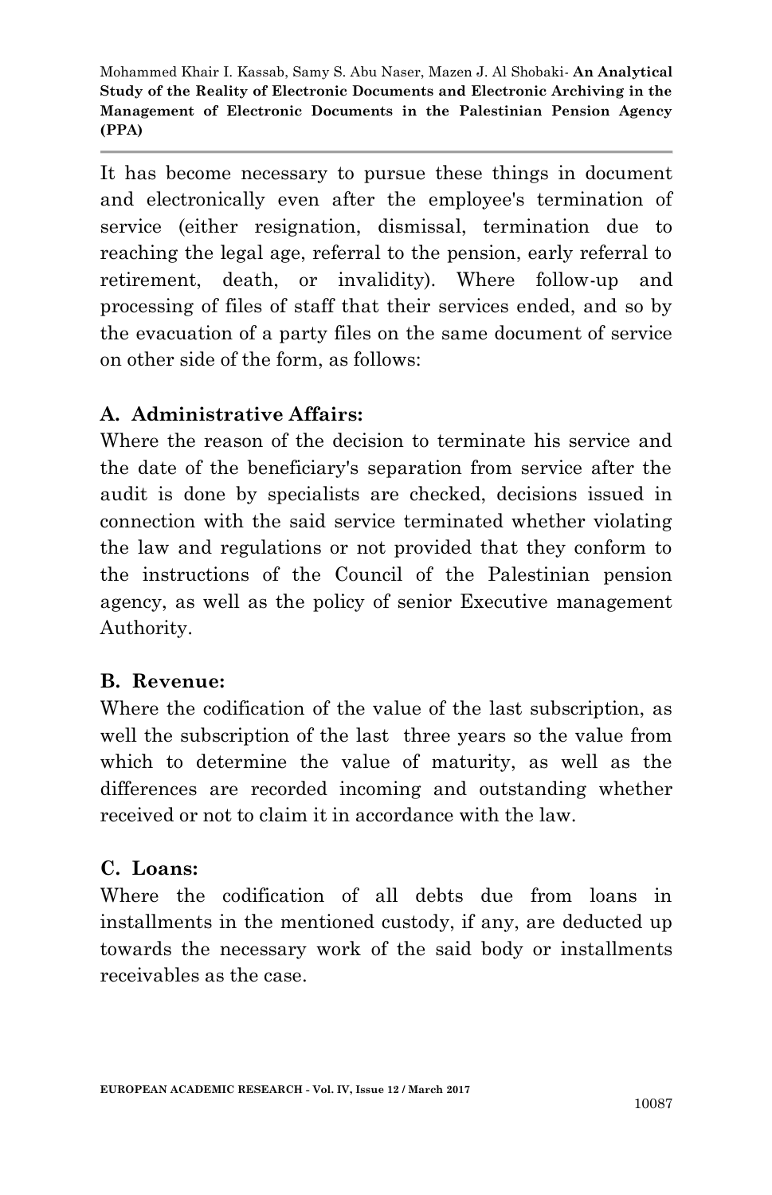It has become necessary to pursue these things in document and electronically even after the employee's termination of service (either resignation, dismissal, termination due to reaching the legal age, referral to the pension, early referral to retirement, death, or invalidity). Where follow-up and processing of files of staff that their services ended, and so by the evacuation of a party files on the same document of service on other side of the form, as follows:

**A. Administrative Affairs:**

Where the reason of the decision to terminate his service and the date of the beneficiary's separation from service after the audit is done by specialists are checked, decisions issued in connection with the said service terminated whether violating the law and regulations or not provided that they conform to the instructions of the Council of the Palestinian pension agency, as well as the policy of senior Executive management Authority.

**B. Revenue:**

Where the codification of the value of the last subscription, as well the subscription of the last three years so the value from which to determine the value of maturity, as well as the differences are recorded incoming and outstanding whether received or not to claim it in accordance with the law.

**C. Loans:**

Where the codification of all debts due from loans in installments in the mentioned custody, if any, are deducted up towards the necessary work of the said body or installments receivables as the case.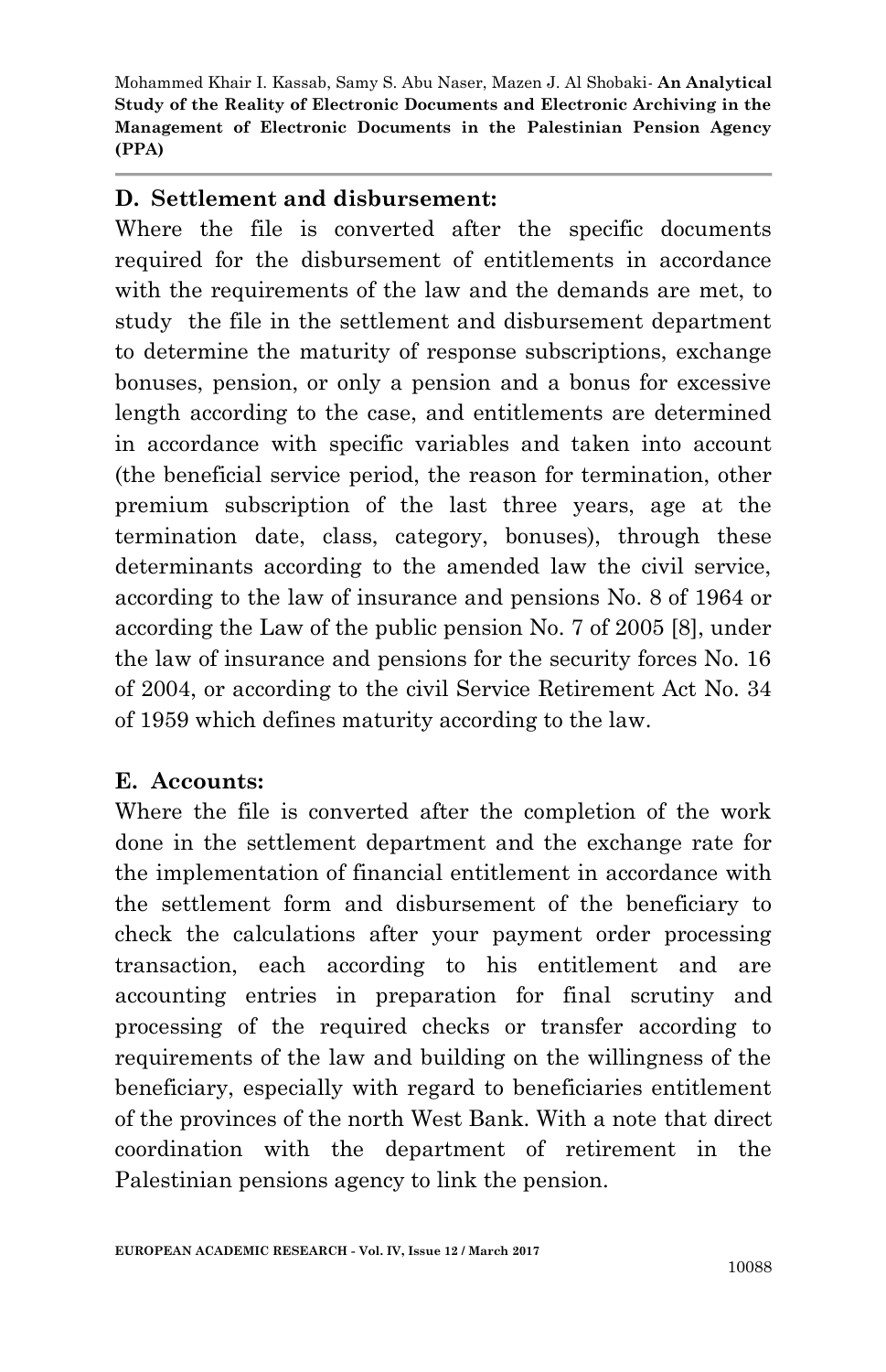### D. Settlement and disbursement:

Where the file is converted after the specific documents required for the disbursement of entitlements in accordance with the requirements of the law and the demands are met, to study the file in the settlement and disbursement department to determine the maturity of response subscriptions, exchange bonuses, pension, or only a pension and a bonus for excessive length according to the case, and entitlements are determined in accordance with specific variables and taken into account (the beneficial service period, the reason for termination, other premium subscription of the last three years, age at the termination date, class, category, bonuses), through these determinants according to the amended law the civil service, according to the law of insurance and pensions No. 8 of 1964 or according the Law of the public pension No. 7 of 2005 [8], under the law of insurance and pensions for the security forces No. 16 of 2004, or according to the civil Service Retirement Act No. 34 of 1959 which defines maturity according to the law.

### E. Accounts:

Where the file is converted after the completion of the work done in the settlement department and the exchange rate for the implementation of financial entitlement in accordance with the settlement form and disbursement of the beneficiary to check the calculations after your payment order processing transaction, each according to his entitlement and are accounting entries in preparation for final scrutiny and processing of the required checks or transfer according to requirements of the law and building on the willingness of the beneficiary, especially with regard to beneficiaries entitlement of the provinces of the north West Bank. With a note that direct coordination with the department of retirement in the Palestinian pensions agency to link the pension.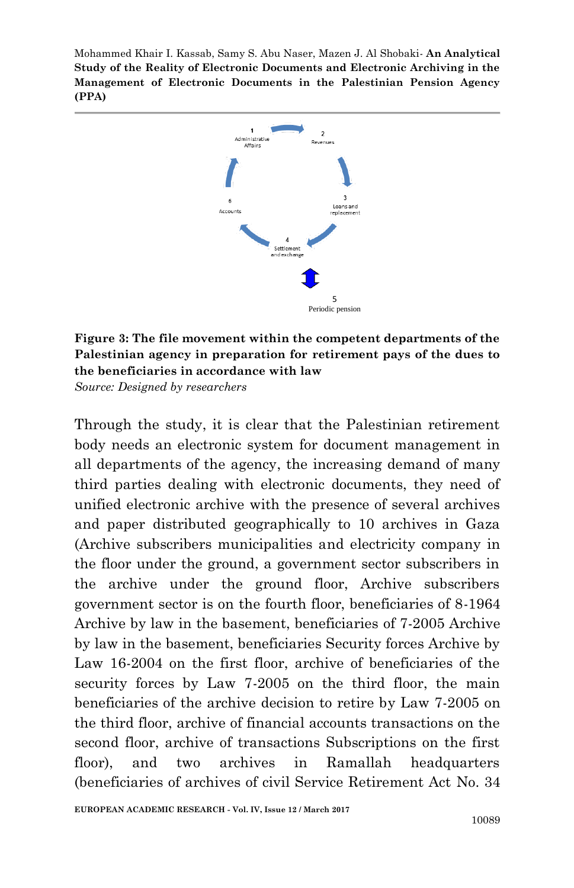**Figure 3: The file movement within the competent departments of the Palestinian agency in preparation for retirement pays of the dues to the beneficiaries in accordance with law**

*Source: Designed by researchers*

Through the study, it is clear that the Palestinian retirement body needs an electronic system for document management in all departments of the agency, the increasing demand of many third parties dealing with electronic documents, they need of unified electronic archive with the presence of several archives and paper distributed geographically to 10 archives in Gaza (Archive subscribers municipalities and electricity company in the floor under the ground, a government sector subscribers in the archive under the ground floor, Archive subscribers government sector is on the fourth floor, beneficiaries of 8-1964 Archive by law in the basement, beneficiaries of 7-2005 Archive by law in the basement, beneficiaries Security forces Archive by Law 16-2004 on the first floor, archive of beneficiaries of the security forces by Law 7-2005 on the third floor, the main beneficiaries of the archive decision to retire by Law 7-2005 on the third floor, archive of financial accounts transactions on the second floor, archive of transactions Subscriptions on the first floor), and two archives in Ramallah headquarters (beneficiaries of archives of civil Service Retirement Act No. 34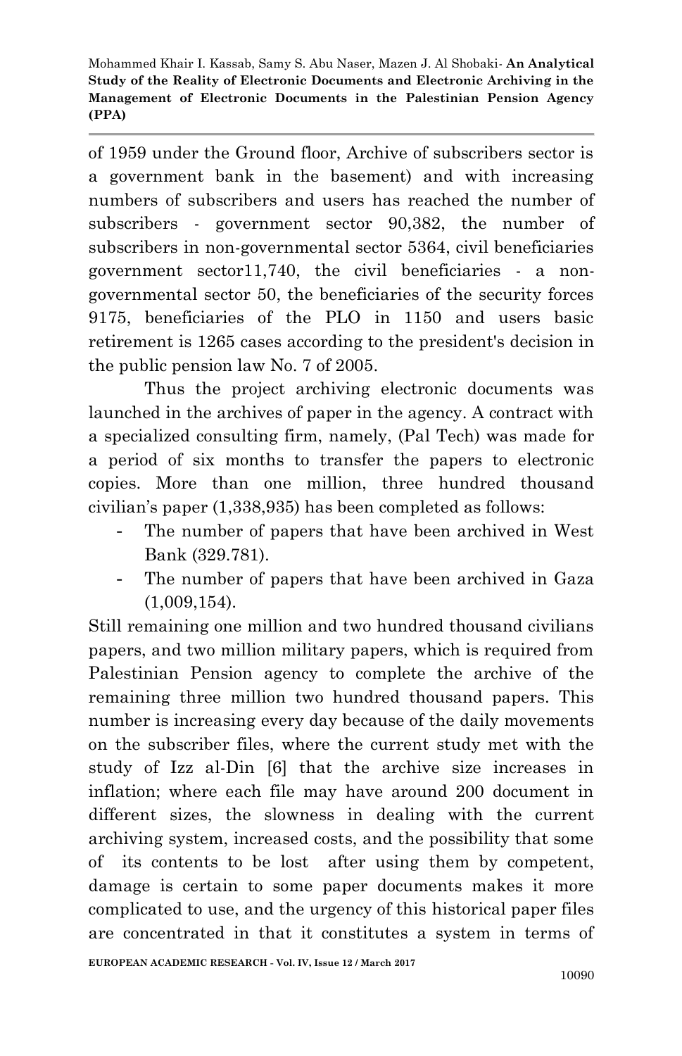of 1959 under the Ground floor, Archive of subscribers sector is a government bank in the basement) and with increasing numbers of subscribers and users has reached the number of subscribers - government sector 90,382, the number of subscribers in non-governmental sector 5364, civil beneficiaries government sector11,740, the civil beneficiaries - a non-governmental sector 50, the beneficiaries of the security forces 9175, beneficiaries of the PLO in 1150 and users basic retirement is 1265 cases according to the president's decision in the public pension law No. 7 of 2005.

Thus the project archiving electronic documents was launched in the archives of paper in the agency. A contract with a specialized consulting firm, namely, (Pal Tech) was made for a period of six months to transfer the papers to electronic copies. More than one million, three hundred thousand civilian's paper (1,338,935) has been completed as follows:

- The number of papers that have been archived in West Bank (329.781).
- The number of papers that have been archived in Gaza (1,009,154).

Still remaining one million and two hundred thousand civilians papers, and two million military papers, which is required from Palestinian Pension agency to complete the archive of the remaining three million two hundred thousand papers. This number is increasing every day because of the daily movements on the subscriber files, where the current study met with the study of Izz al-Din [6] that the archive size increases in inflation; where each file may have around 200 document in different sizes, the slowness in dealing with the current archiving system, increased costs, and the possibility that some of its contents to be lost after using them by competent, damage is certain to some paper documents makes it more complicated to use, and the urgency of this historical paper files are concentrated in that it constitutes a system in terms of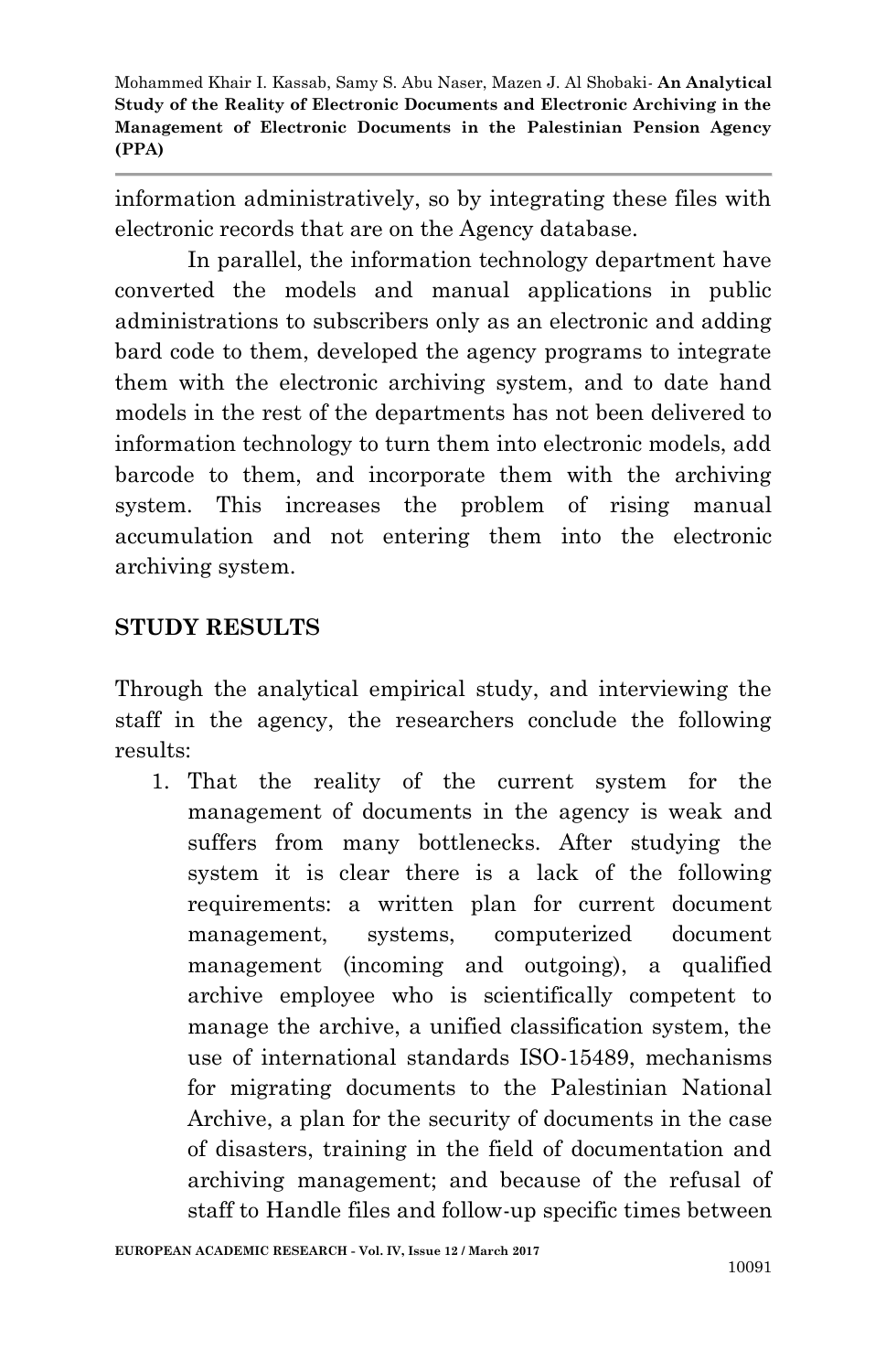information administratively, so by integrating these files with electronic records that are on the Agency database.

In parallel, the information technology department have converted the models and manual applications in public administrations to subscribers only as an electronic and adding bard code to them, developed the agency programs to integrate them with the electronic archiving system, and to date hand models in the rest of the departments has not been delivered to information technology to turn them into electronic models, add barcode to them, and incorporate them with the archiving system. This increases the problem of rising manual accumulation and not entering them into the electronic archiving system.

## STUDY RESULTS

Through the analytical empirical study, and interviewing the staff in the agency, the researchers conclude the following results:

1. That the reality of the current system for the management of documents in the agency is weak and suffers from many bottlenecks. After studying the system it is clear there is a lack of the following requirements: a written plan for current document management, systems, computerized document management (incoming and outgoing), a qualified archive employee who is scientifically competent to manage the archive, a unified classification system, the use of international standards ISO-15489, mechanisms for migrating documents to the Palestinian National Archive, a plan for the security of documents in the case of disasters, training in the field of documentation and archiving management; and because of the refusal of staff to Handle files and follow-up specific times between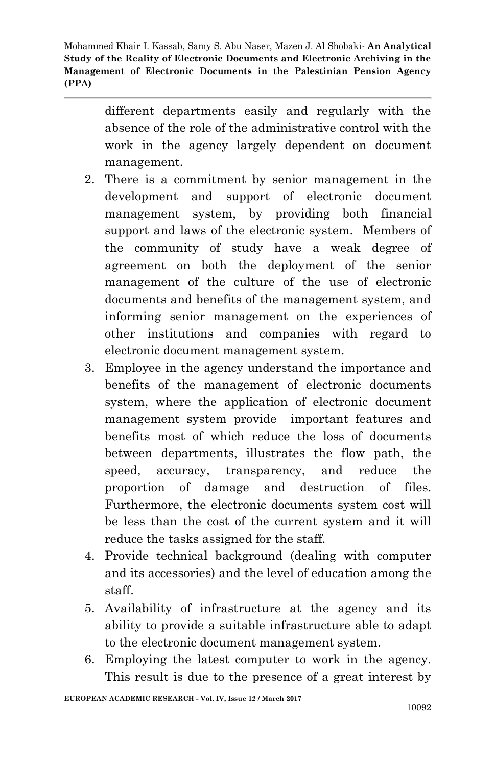different departments easily and regularly with the absence of the role of the administrative control with the work in the agency largely dependent on document management.

2. There is a commitment by senior management in the development and support of electronic document management system, by providing both financial support and laws of the electronic system. Members of the community of study have a weak degree of agreement on both the deployment of the senior management of the culture of the use of electronic documents and benefits of the management system, and informing senior management on the experiences of other institutions and companies with regard to electronic document management system.
3. Employee in the agency understand the importance and benefits of the management of electronic documents system, where the application of electronic document management system provide important features and benefits most of which reduce the loss of documents between departments, illustrates the flow path, the speed, accuracy, transparency, and reduce the proportion of damage and destruction of files. Furthermore, the electronic documents system cost will be less than the cost of the current system and it will reduce the tasks assigned for the staff.
4. Provide technical background (dealing with computer and its accessories) and the level of education among the staff.
5. Availability of infrastructure at the agency and its ability to provide a suitable infrastructure able to adapt to the electronic document management system.
6. Employing the latest computer to work in the agency. This result is due to the presence of a great interest by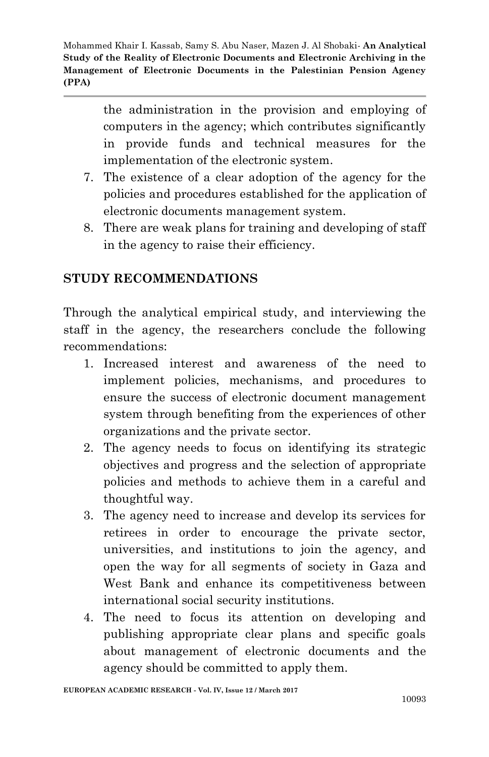the administration in the provision and employing of computers in the agency; which contributes significantly in provide funds and technical measures for the implementation of the electronic system.

7. The existence of a clear adoption of the agency for the policies and procedures established for the application of electronic documents management system.
8. There are weak plans for training and developing of staff in the agency to raise their efficiency.

## STUDY RECOMMENDATIONS

Through the analytical empirical study, and interviewing the staff in the agency, the researchers conclude the following recommendations:

1. Increased interest and awareness of the need to implement policies, mechanisms, and procedures to ensure the success of electronic document management system through benefiting from the experiences of other organizations and the private sector.
2. The agency needs to focus on identifying its strategic objectives and progress and the selection of appropriate policies and methods to achieve them in a careful and thoughtful way.
3. The agency need to increase and develop its services for retirees in order to encourage the private sector, universities, and institutions to join the agency, and open the way for all segments of society in Gaza and West Bank and enhance its competitiveness between international social security institutions.
4. The need to focus its attention on developing and publishing appropriate clear plans and specific goals about management of electronic documents and the agency should be committed to apply them.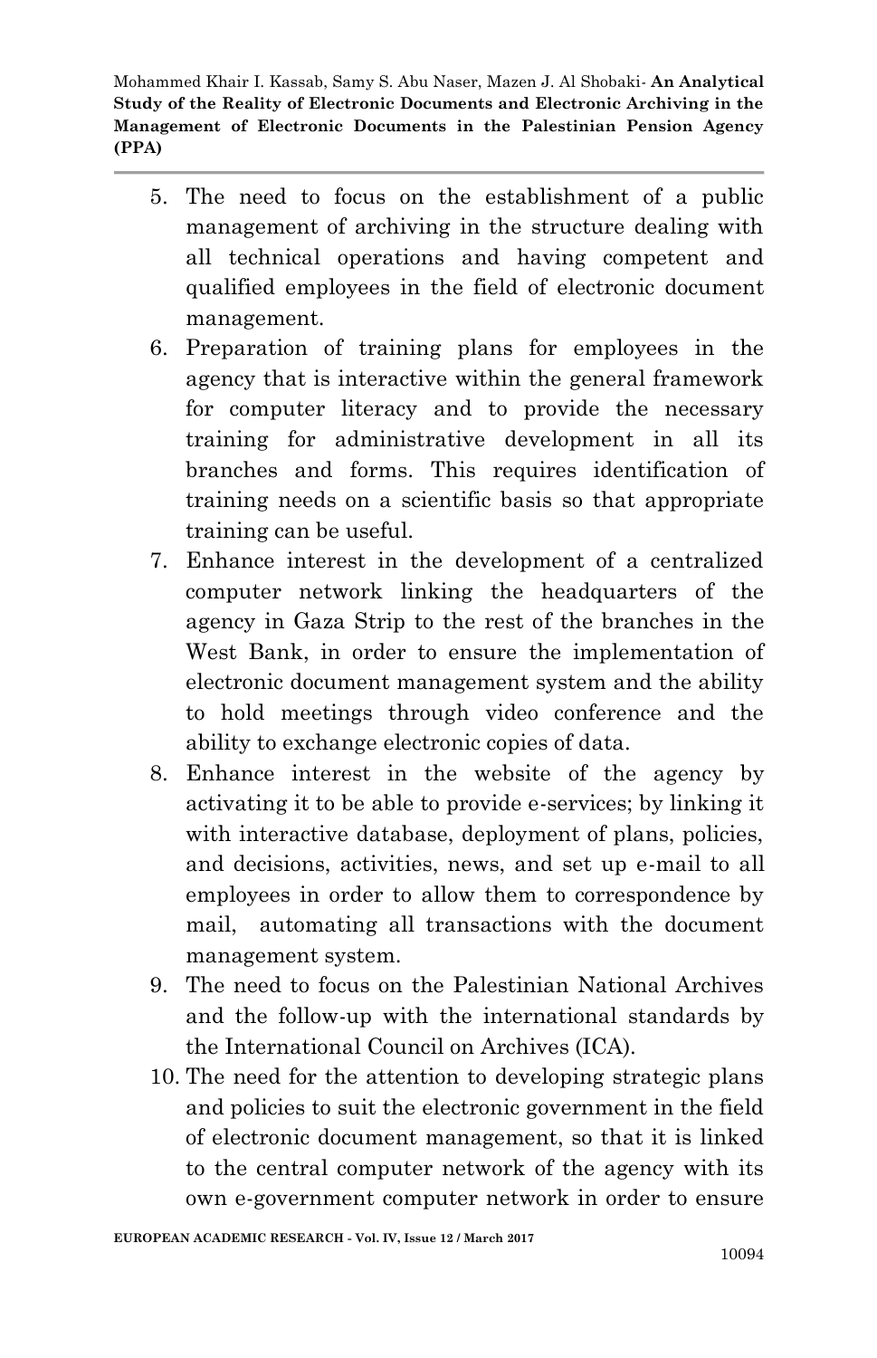5. The need to focus on the establishment of a public management of archiving in the structure dealing with all technical operations and having competent and qualified employees in the field of electronic document management.
6. Preparation of training plans for employees in the agency that is interactive within the general framework for computer literacy and to provide the necessary training for administrative development in all its branches and forms. This requires identification of training needs on a scientific basis so that appropriate training can be useful.
7. Enhance interest in the development of a centralized computer network linking the headquarters of the agency in Gaza Strip to the rest of the branches in the West Bank, in order to ensure the implementation of electronic document management system and the ability to hold meetings through video conference and the ability to exchange electronic copies of data.
8. Enhance interest in the website of the agency by activating it to be able to provide e-services; by linking it with interactive database, deployment of plans, policies, and decisions, activities, news, and set up e-mail to all employees in order to allow them to correspondence by mail, automating all transactions with the document management system.
9. The need to focus on the Palestinian National Archives and the follow-up with the international standards by the International Council on Archives (ICA).
10. The need for the attention to developing strategic plans and policies to suit the electronic government in the field of electronic document management, so that it is linked to the central computer network of the agency with its own e-government computer network in order to ensure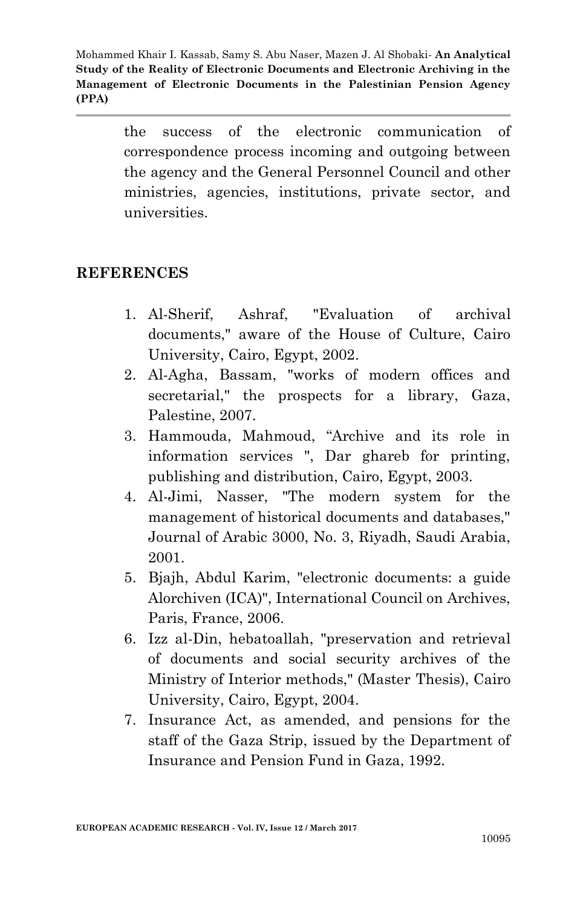the success of the electronic communication of correspondence process incoming and outgoing between the agency and the General Personnel Council and other ministries, agencies, institutions, private sector, and universities.

## REFERENCES

1. Al-Sherif, Ashraf, "Evaluation of archival documents," aware of the House of Culture, Cairo University, Cairo, Egypt, 2002.
2. Al-Agha, Bassam, "works of modern offices and secretarial," the prospects for a library, Gaza, Palestine, 2007.
3. Hammouda, Mahmoud, "Archive and its role in information services ", Dar ghareb for printing, publishing and distribution, Cairo, Egypt, 2003.
4. Al-Jimi, Nasser, "The modern system for the management of historical documents and databases," Journal of Arabic 3000, No. 3, Riyadh, Saudi Arabia, 2001.
5. Bjajh, Abdul Karim, "electronic documents: a guide Alorchiven (ICA)", International Council on Archives, Paris, France, 2006.
6. Izz al-Din, hebatoallah, "preservation and retrieval of documents and social security archives of the Ministry of Interior methods," (Master Thesis), Cairo University, Cairo, Egypt, 2004.
7. Insurance Act, as amended, and pensions for the staff of the Gaza Strip, issued by the Department of Insurance and Pension Fund in Gaza, 1992.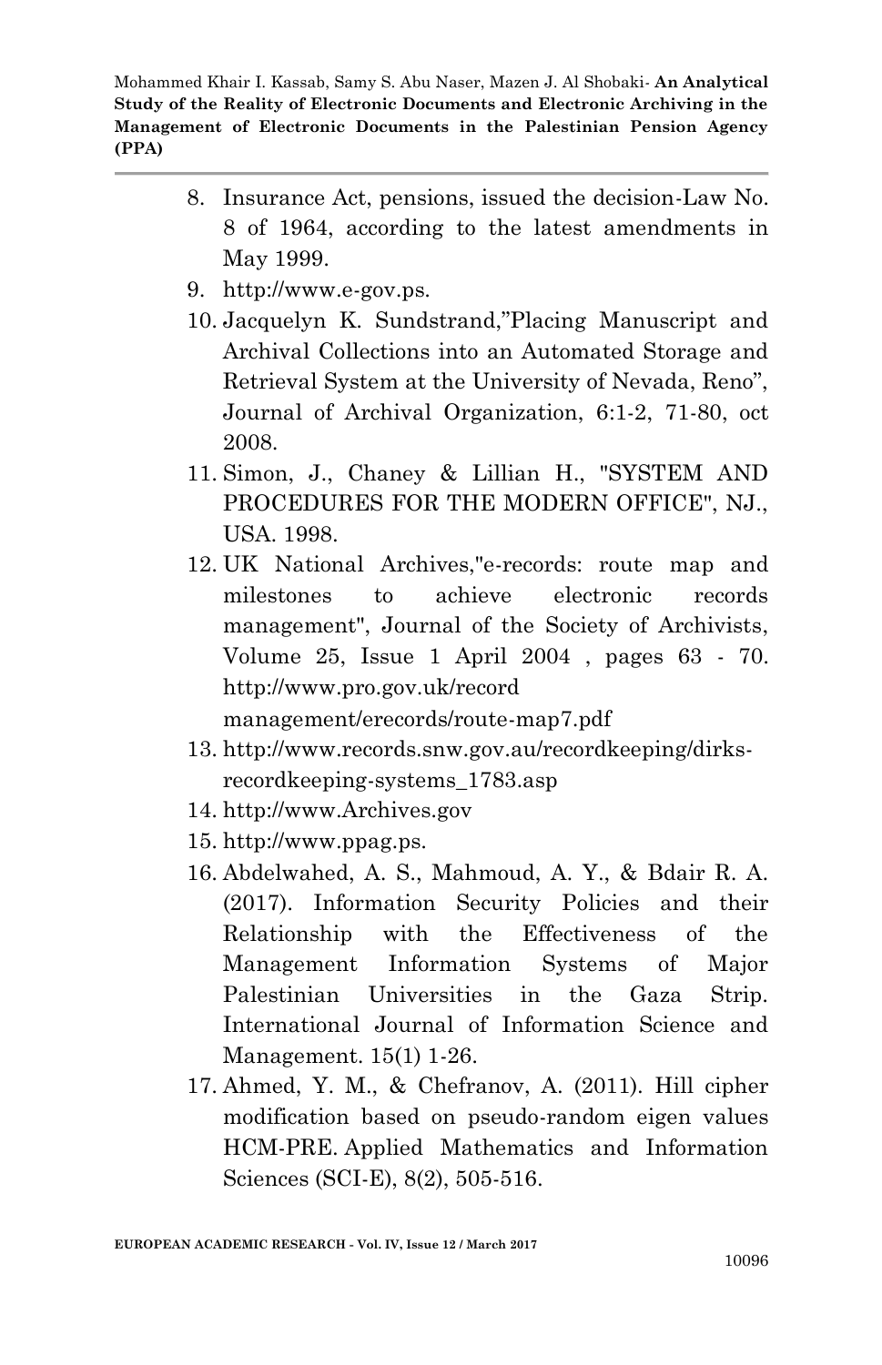8. Insurance Act, pensions, issued the decision-Law No. 8 of 1964, according to the latest amendments in May 1999.
9. http://www.e-gov.ps.
10. Jacquelyn K. Sundstrand,"Placing Manuscript and Archival Collections into an Automated Storage and Retrieval System at the University of Nevada, Reno", Journal of Archival Organization, 6:1-2, 71-80, oct 2008.
11. Simon, J., Chaney & Lillian H., "SYSTEM AND PROCEDURES FOR THE MODERN OFFICE", NJ., USA. 1998.
12. UK National Archives,"e-records: route map and milestones to achieve electronic records management", Journal of the Society of Archivists, Volume 25, Issue 1 April 2004 , pages 63 - 70. http://www.pro.gov.uk/record management/erecords/route-map7.pdf
13. http://www.records.snw.gov.au/recordkeeping/dirks-recordkeeping-systems_1783.asp
14. http://www.Archives.gov
15. http://www.ppag.ps.
16. Abdelwahed, A. S., Mahmoud, A. Y., & Bdair R. A. (2017). Information Security Policies and their Relationship with the Effectiveness of the Management Information Systems of Major Palestinian Universities in the Gaza Strip. International Journal of Information Science and Management. 15(1) 1-26.
17. Ahmed, Y. M., & Chefranov, A. (2011). Hill cipher modification based on pseudo-random eigen values HCM-PRE. Applied Mathematics and Information Sciences (SCI-E), 8(2), 505-516.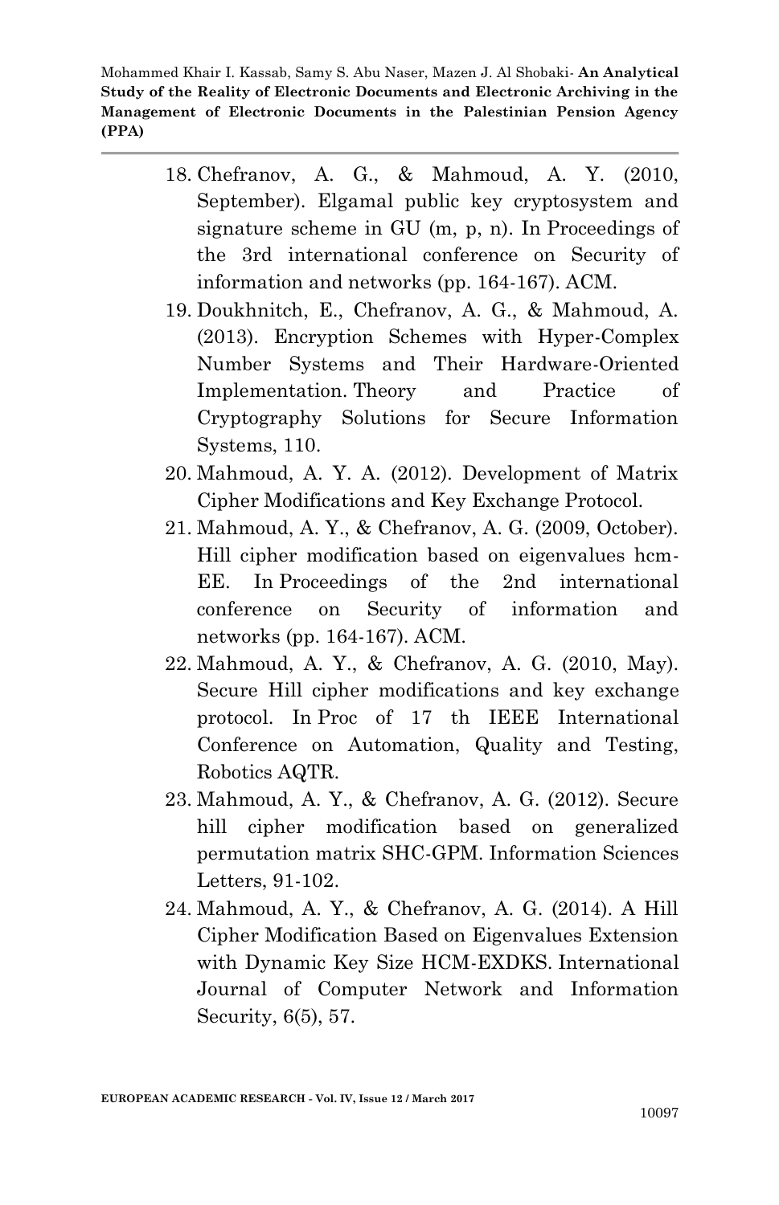18. Chefranov, A. G., & Mahmoud, A. Y. (2010, September). Elgamal public key cryptosystem and signature scheme in GU (m, p, n). In Proceedings of the 3rd international conference on Security of information and networks (pp. 164-167). ACM.
19. Doukhnitch, E., Chefranov, A. G., & Mahmoud, A. (2013). Encryption Schemes with Hyper-Complex Number Systems and Their Hardware-Oriented Implementation. Theory and Practice of Cryptography Solutions for Secure Information Systems, 110.
20. Mahmoud, A. Y. A. (2012). Development of Matrix Cipher Modifications and Key Exchange Protocol.
21. Mahmoud, A. Y., & Chefranov, A. G. (2009, October). Hill cipher modification based on eigenvalues hcm-EE. In Proceedings of the 2nd international conference on Security of information and networks (pp. 164-167). ACM.
22. Mahmoud, A. Y., & Chefranov, A. G. (2010, May). Secure Hill cipher modifications and key exchange protocol. In Proc of 17 th IEEE International Conference on Automation, Quality and Testing, Robotics AQTR.
23. Mahmoud, A. Y., & Chefranov, A. G. (2012). Secure hill cipher modification based on generalized permutation matrix SHC-GPM. Information Sciences Letters, 91-102.
24. Mahmoud, A. Y., & Chefranov, A. G. (2014). A Hill Cipher Modification Based on Eigenvalues Extension with Dynamic Key Size HCM-EXDKS. International Journal of Computer Network and Information Security, 6(5), 57.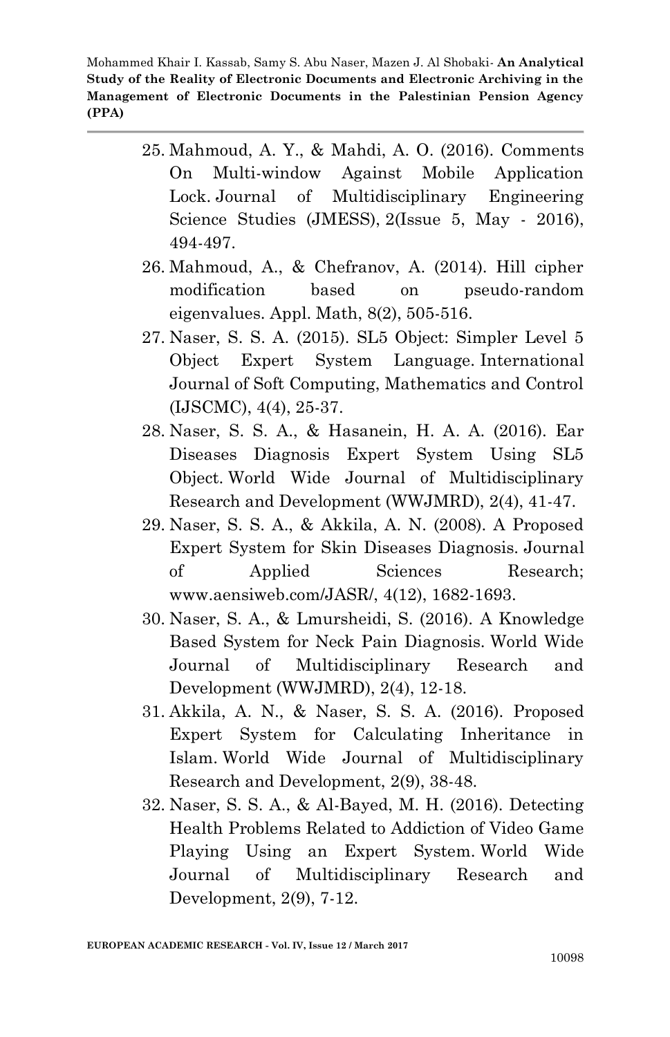25. Mahmoud, A. Y., & Mahdi, A. O. (2016). Comments On Multi-window Against Mobile Application Lock. Journal of Multidisciplinary Engineering Science Studies (JMESS), 2(Issue 5, May - 2016), 494-497.
26. Mahmoud, A., & Chefranov, A. (2014). Hill cipher modification based on pseudo-random eigenvalues. Appl. Math, 8(2), 505-516.
27. Naser, S. S. A. (2015). SL5 Object: Simpler Level 5 Object Expert System Language. International Journal of Soft Computing, Mathematics and Control (IJSCMC), 4(4), 25-37.
28. Naser, S. S. A., & Hasanein, H. A. A. (2016). Ear Diseases Diagnosis Expert System Using SL5 Object. World Wide Journal of Multidisciplinary Research and Development (WWJMRD), 2(4), 41-47.
29. Naser, S. S. A., & Akkila, A. N. (2008). A Proposed Expert System for Skin Diseases Diagnosis. Journal of Applied Sciences Research; www.aensiweb.com/JASR/, 4(12), 1682-1693.
30. Naser, S. A., & Lmursheidi, S. (2016). A Knowledge Based System for Neck Pain Diagnosis. World Wide Journal of Multidisciplinary Research and Development (WWJMRD), 2(4), 12-18.
31. Akkila, A. N., & Naser, S. S. A. (2016). Proposed Expert System for Calculating Inheritance in Islam. World Wide Journal of Multidisciplinary Research and Development, 2(9), 38-48.
32. Naser, S. S. A., & Al-Bayed, M. H. (2016). Detecting Health Problems Related to Addiction of Video Game Playing Using an Expert System. World Wide Journal of Multidisciplinary Research and Development, 2(9), 7-12.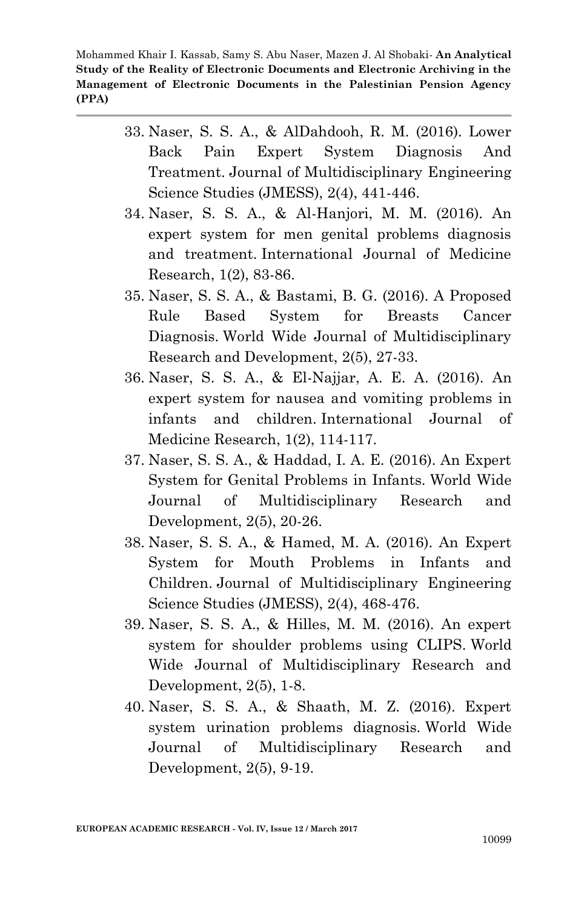33. Naser, S. S. A., & AlDahdooh, R. M. (2016). Lower Back Pain Expert System Diagnosis And Treatment. Journal of Multidisciplinary Engineering Science Studies (JMESS), 2(4), 441-446.
34. Naser, S. S. A., & Al-Hanjori, M. M. (2016). An expert system for men genital problems diagnosis and treatment. International Journal of Medicine Research, 1(2), 83-86.
35. Naser, S. S. A., & Bastami, B. G. (2016). A Proposed Rule Based System for Breasts Cancer Diagnosis. World Wide Journal of Multidisciplinary Research and Development, 2(5), 27-33.
36. Naser, S. S. A., & El-Najjar, A. E. A. (2016). An expert system for nausea and vomiting problems in infants and children. International Journal of Medicine Research, 1(2), 114-117.
37. Naser, S. S. A., & Haddad, I. A. E. (2016). An Expert System for Genital Problems in Infants. World Wide Journal of Multidisciplinary Research and Development, 2(5), 20-26.
38. Naser, S. S. A., & Hamed, M. A. (2016). An Expert System for Mouth Problems in Infants and Children. Journal of Multidisciplinary Engineering Science Studies (JMESS), 2(4), 468-476.
39. Naser, S. S. A., & Hilles, M. M. (2016). An expert system for shoulder problems using CLIPS. World Wide Journal of Multidisciplinary Research and Development, 2(5), 1-8.
40. Naser, S. S. A., & Shaath, M. Z. (2016). Expert system urination problems diagnosis. World Wide Journal of Multidisciplinary Research and Development, 2(5), 9-19.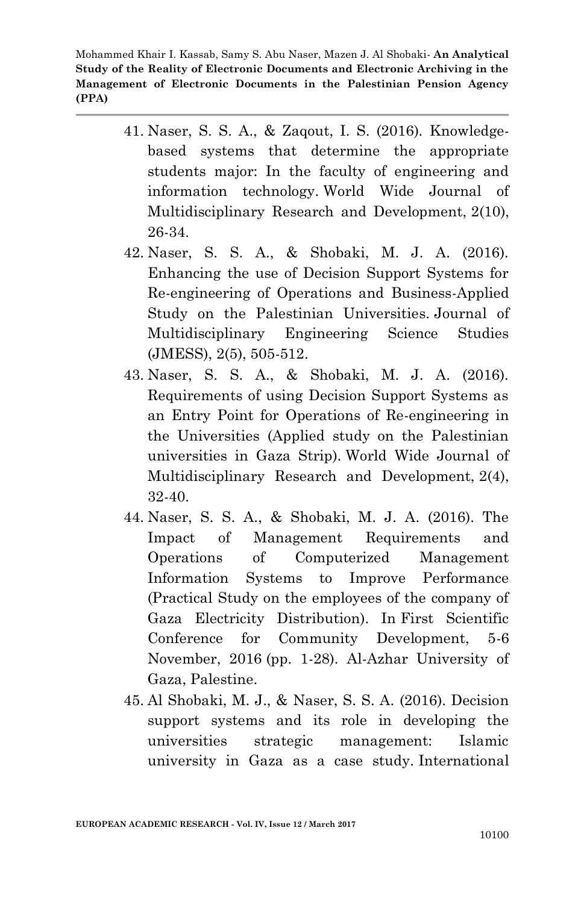41. Naser, S. S. A., & Zaqout, I. S. (2016). Knowledge-based systems that determine the appropriate students major: In the faculty of engineering and information technology. World Wide Journal of Multidisciplinary Research and Development, 2(10), 26-34.
42. Naser, S. S. A., & Shobaki, M. J. A. (2016). Enhancing the use of Decision Support Systems for Re-engineering of Operations and Business-Applied Study on the Palestinian Universities. Journal of Multidisciplinary Engineering Science Studies (JMESS), 2(5), 505-512.
43. Naser, S. S. A., & Shobaki, M. J. A. (2016). Requirements of using Decision Support Systems as an Entry Point for Operations of Re-engineering in the Universities (Applied study on the Palestinian universities in Gaza Strip). World Wide Journal of Multidisciplinary Research and Development, 2(4), 32-40.
44. Naser, S. S. A., & Shobaki, M. J. A. (2016). The Impact of Management Requirements and Operations of Computerized Management Information Systems to Improve Performance (Practical Study on the employees of the company of Gaza Electricity Distribution). In First Scientific Conference for Community Development, 5-6 November, 2016 (pp. 1-28). Al-Azhar University of Gaza, Palestine.
45. Al Shobaki, M. J., & Naser, S. S. A. (2016). Decision support systems and its role in developing the universities strategic management: Islamic university in Gaza as a case study. International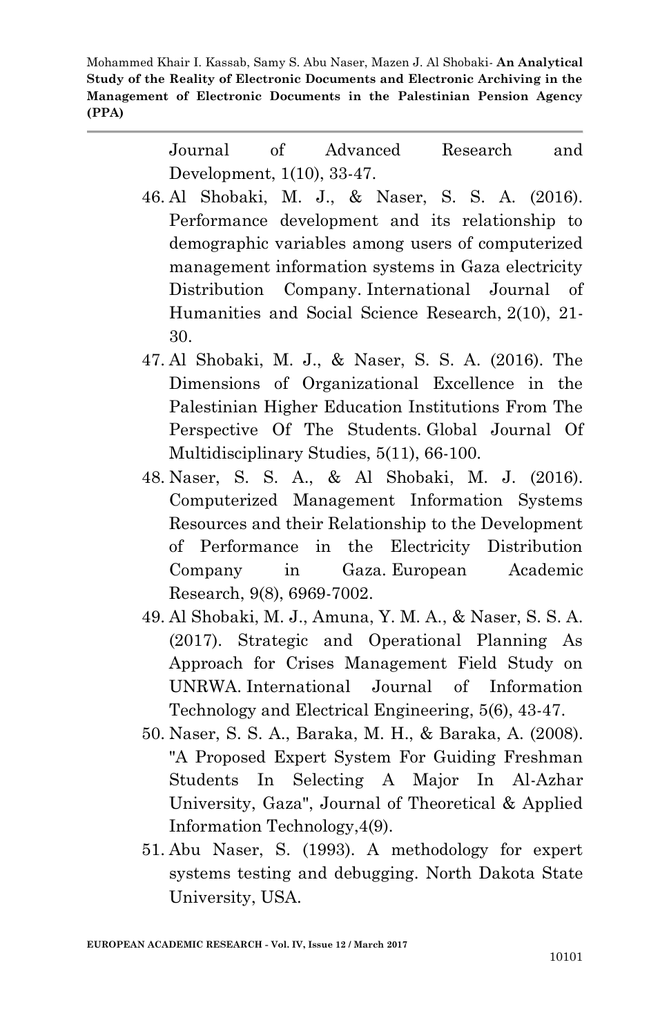Journal of Advanced Research and Development, 1(10), 33-47.

46. Al Shobaki, M. J., & Naser, S. S. A. (2016). Performance development and its relationship to demographic variables among users of computerized management information systems in Gaza electricity Distribution Company. International Journal of Humanities and Social Science Research, 2(10), 21-30.
47. Al Shobaki, M. J., & Naser, S. S. A. (2016). The Dimensions of Organizational Excellence in the Palestinian Higher Education Institutions From The Perspective Of The Students. Global Journal Of Multidisciplinary Studies, 5(11), 66-100.
48. Naser, S. S. A., & Al Shobaki, M. J. (2016). Computerized Management Information Systems Resources and their Relationship to the Development of Performance in the Electricity Distribution Company in Gaza. European Academic Research, 9(8), 6969-7002.
49. Al Shobaki, M. J., Amuna, Y. M. A., & Naser, S. S. A. (2017). Strategic and Operational Planning As Approach for Crises Management Field Study on UNRWA. International Journal of Information Technology and Electrical Engineering, 5(6), 43-47.
50. Naser, S. S. A., Baraka, M. H., & Baraka, A. (2008). "A Proposed Expert System For Guiding Freshman Students In Selecting A Major In Al-Azhar University, Gaza", Journal of Theoretical & Applied Information Technology,4(9).
51. Abu Naser, S. (1993). A methodology for expert systems testing and debugging. North Dakota State University, USA.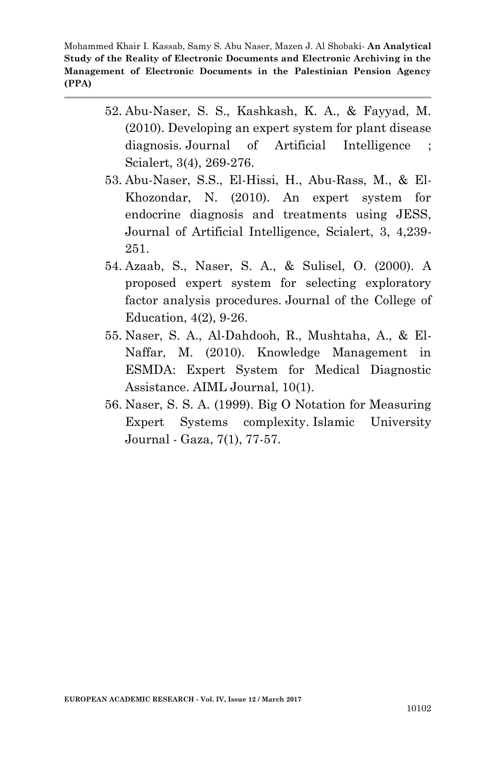52. Abu-Naser, S. S., Kashkash, K. A., & Fayyad, M. (2010). Developing an expert system for plant disease diagnosis. Journal of Artificial Intelligence ; Scialert, 3(4), 269-276.
53. Abu-Naser, S.S., El-Hissi, H., Abu-Rass, M., & El-Khozondar, N. (2010). An expert system for endocrine diagnosis and treatments using JESS, Journal of Artificial Intelligence, Scialert, 3, 4,239-251.
54. Azaab, S., Naser, S. A., & Sulisel, O. (2000). A proposed expert system for selecting exploratory factor analysis procedures. Journal of the College of Education, 4(2), 9-26.
55. Naser, S. A., Al-Dahdooh, R., Mushtaha, A., & El-Naffar, M. (2010). Knowledge Management in ESMDA: Expert System for Medical Diagnostic Assistance. AIML Journal, 10(1).
56. Naser, S. S. A. (1999). Big O Notation for Measuring Expert Systems complexity. Islamic University Journal - Gaza, 7(1), 77-57.